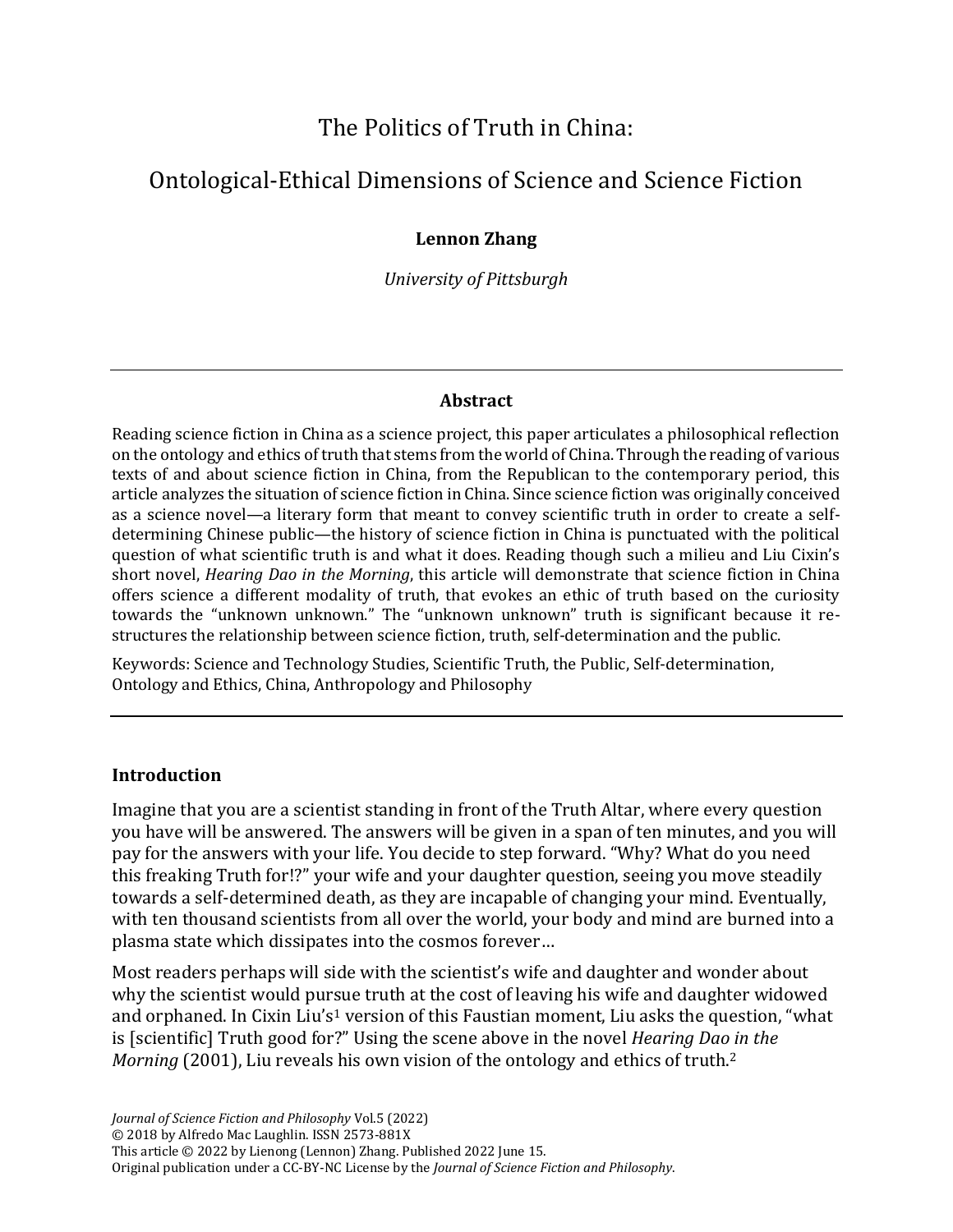# The Politics of Truth in China:

# Ontological-Ethical Dimensions of Science and Science Fiction

**Lennon Zhang**

*University of Pittsburgh*

---

### Abstract

Reading science fiction in China as a science project, this paper articulates a philosophical reflection on the ontology and ethics of truth that stems from the world of China. Through the reading of various texts of and about science fiction in China, from the Republican to the contemporary period, this article analyzes the situation of science fiction in China. Since science fiction was originally conceived as a science novel—a literary form that meant to convey scientific truth in order to create a self-determining Chinese public—the history of science fiction in China is punctuated with the political question of what scientific truth is and what it does. Reading though such a milieu and Liu Cixin's short novel, *Hearing Dao in the Morning*, this article will demonstrate that science fiction in China offers science a different modality of truth, that evokes an ethic of truth based on the curiosity towards the "unknown unknown." The "unknown unknown" truth is significant because it re-structures the relationship between science fiction, truth, self-determination and the public.

Keywords: Science and Technology Studies, Scientific Truth, the Public, Self-determination, Ontology and Ethics, China, Anthropology and Philosophy

---

### Introduction

Imagine that you are a scientist standing in front of the Truth Altar, where every question you have will be answered. The answers will be given in a span of ten minutes, and you will pay for the answers with your life. You decide to step forward. "Why? What do you need this freaking Truth for!?" your wife and your daughter question, seeing you move steadily towards a self-determined death, as they are incapable of changing your mind. Eventually, with ten thousand scientists from all over the world, your body and mind are burned into a plasma state which dissipates into the cosmos forever…

Most readers perhaps will side with the scientist's wife and daughter and wonder about why the scientist would pursue truth at the cost of leaving his wife and daughter widowed and orphaned. In Cixin Liu's[1] version of this Faustian moment, Liu asks the question, "what is [scientific] Truth good for?" Using the scene above in the novel *Hearing Dao in the Morning* (2001), Liu reveals his own vision of the ontology and ethics of truth.[2]

*Journal of Science Fiction and Philosophy* Vol.5 (2022)
© 2018 by Alfredo Mac Laughlin. ISSN 2573-881X
This article © 2022 by Lienong (Lennon) Zhang. Published 2022 June 15.
Original publication under a CC-BY-NC License by the *Journal of Science Fiction and Philosophy*.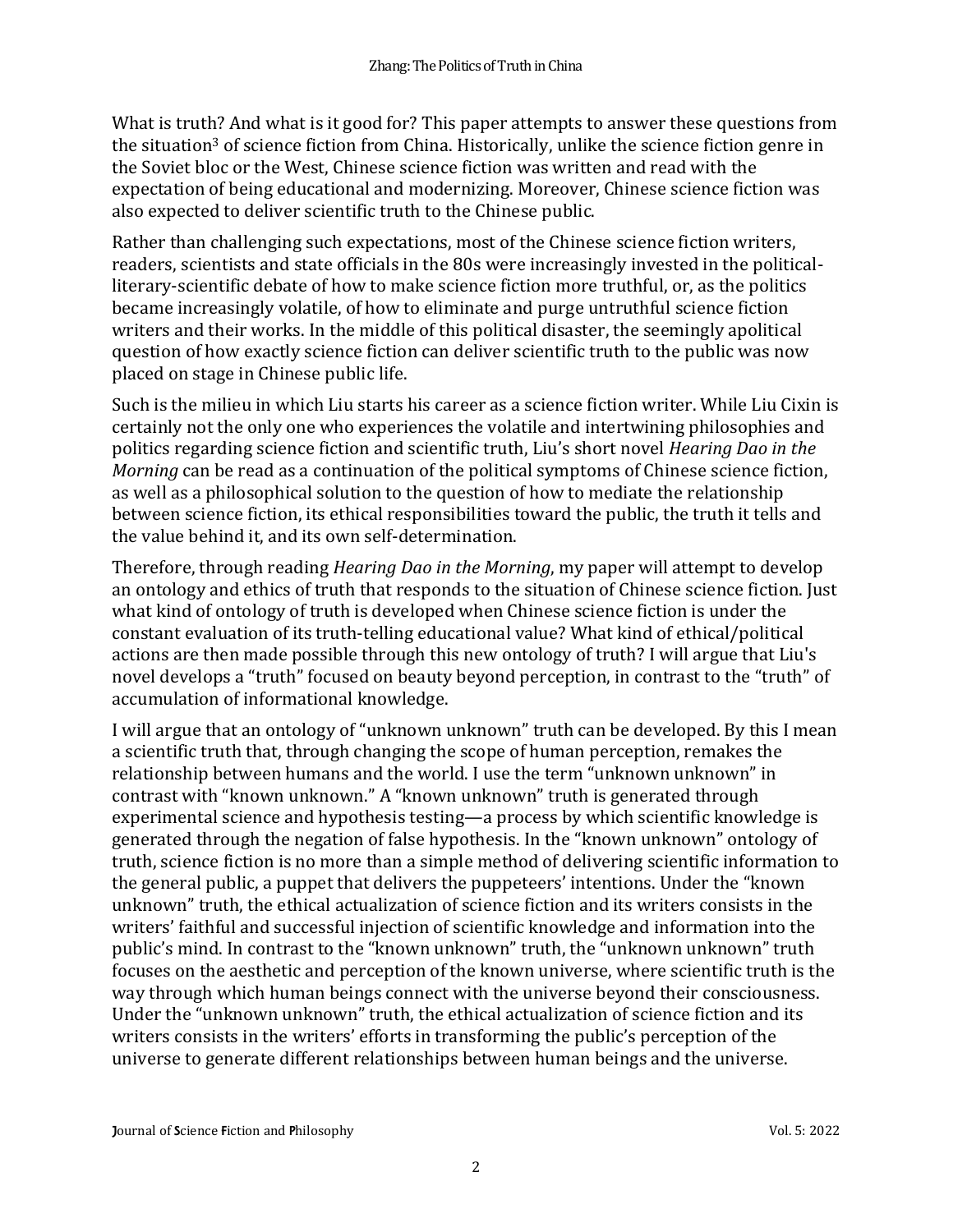What is truth? And what is it good for? This paper attempts to answer these questions from the situation[3] of science fiction from China. Historically, unlike the science fiction genre in the Soviet bloc or the West, Chinese science fiction was written and read with the expectation of being educational and modernizing. Moreover, Chinese science fiction was also expected to deliver scientific truth to the Chinese public.

Rather than challenging such expectations, most of the Chinese science fiction writers, readers, scientists and state officials in the 80s were increasingly invested in the political-literary-scientific debate of how to make science fiction more truthful, or, as the politics became increasingly volatile, of how to eliminate and purge untruthful science fiction writers and their works. In the middle of this political disaster, the seemingly apolitical question of how exactly science fiction can deliver scientific truth to the public was now placed on stage in Chinese public life.

Such is the milieu in which Liu starts his career as a science fiction writer. While Liu Cixin is certainly not the only one who experiences the volatile and intertwining philosophies and politics regarding science fiction and scientific truth, Liu's short novel *Hearing Dao in the Morning* can be read as a continuation of the political symptoms of Chinese science fiction, as well as a philosophical solution to the question of how to mediate the relationship between science fiction, its ethical responsibilities toward the public, the truth it tells and the value behind it, and its own self-determination.

Therefore, through reading *Hearing Dao in the Morning*, my paper will attempt to develop an ontology and ethics of truth that responds to the situation of Chinese science fiction. Just what kind of ontology of truth is developed when Chinese science fiction is under the constant evaluation of its truth-telling educational value? What kind of ethical/political actions are then made possible through this new ontology of truth? I will argue that Liu's novel develops a "truth" focused on beauty beyond perception, in contrast to the "truth" of accumulation of informational knowledge.

I will argue that an ontology of "unknown unknown" truth can be developed. By this I mean a scientific truth that, through changing the scope of human perception, remakes the relationship between humans and the world. I use the term "unknown unknown" in contrast with "known unknown." A "known unknown" truth is generated through experimental science and hypothesis testing—a process by which scientific knowledge is generated through the negation of false hypothesis. In the "known unknown" ontology of truth, science fiction is no more than a simple method of delivering scientific information to the general public, a puppet that delivers the puppeteers' intentions. Under the "known unknown" truth, the ethical actualization of science fiction and its writers consists in the writers' faithful and successful injection of scientific knowledge and information into the public's mind. In contrast to the "known unknown" truth, the "unknown unknown" truth focuses on the aesthetic and perception of the known universe, where scientific truth is the way through which human beings connect with the universe beyond their consciousness. Under the "unknown unknown" truth, the ethical actualization of science fiction and its writers consists in the writers' efforts in transforming the public's perception of the universe to generate different relationships between human beings and the universe.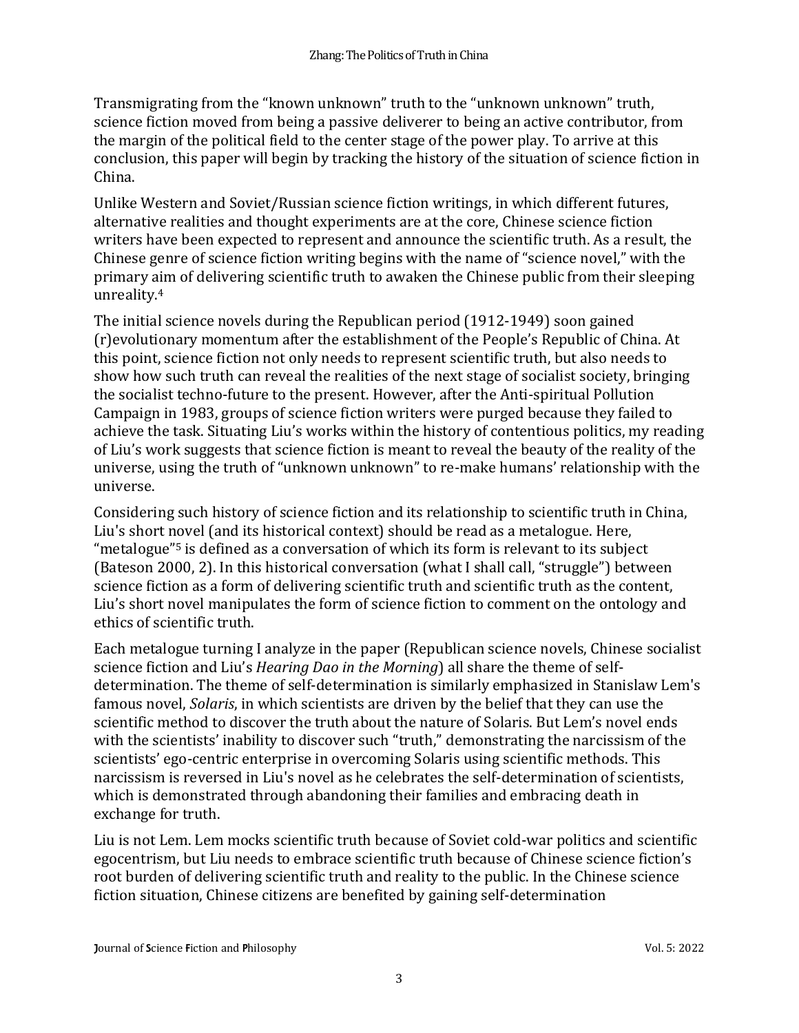Transmigrating from the "known unknown" truth to the "unknown unknown" truth, science fiction moved from being a passive deliverer to being an active contributor, from the margin of the political field to the center stage of the power play. To arrive at this conclusion, this paper will begin by tracking the history of the situation of science fiction in China.

Unlike Western and Soviet/Russian science fiction writings, in which different futures, alternative realities and thought experiments are at the core, Chinese science fiction writers have been expected to represent and announce the scientific truth. As a result, the Chinese genre of science fiction writing begins with the name of "science novel," with the primary aim of delivering scientific truth to awaken the Chinese public from their sleeping unreality.[4]

The initial science novels during the Republican period (1912-1949) soon gained (r)evolutionary momentum after the establishment of the People's Republic of China. At this point, science fiction not only needs to represent scientific truth, but also needs to show how such truth can reveal the realities of the next stage of socialist society, bringing the socialist techno-future to the present. However, after the Anti-spiritual Pollution Campaign in 1983, groups of science fiction writers were purged because they failed to achieve the task. Situating Liu's works within the history of contentious politics, my reading of Liu's work suggests that science fiction is meant to reveal the beauty of the reality of the universe, using the truth of "unknown unknown" to re-make humans' relationship with the universe.

Considering such history of science fiction and its relationship to scientific truth in China, Liu's short novel (and its historical context) should be read as a metalogue. Here, "metalogue"[5] is defined as a conversation of which its form is relevant to its subject (Bateson 2000, 2). In this historical conversation (what I shall call, "struggle") between science fiction as a form of delivering scientific truth and scientific truth as the content, Liu's short novel manipulates the form of science fiction to comment on the ontology and ethics of scientific truth.

Each metalogue turning I analyze in the paper (Republican science novels, Chinese socialist science fiction and Liu's *Hearing Dao in the Morning*) all share the theme of self-determination. The theme of self-determination is similarly emphasized in Stanislaw Lem's famous novel, *Solaris*, in which scientists are driven by the belief that they can use the scientific method to discover the truth about the nature of Solaris. But Lem's novel ends with the scientists' inability to discover such "truth," demonstrating the narcissism of the scientists' ego-centric enterprise in overcoming Solaris using scientific methods. This narcissism is reversed in Liu's novel as he celebrates the self-determination of scientists, which is demonstrated through abandoning their families and embracing death in exchange for truth.

Liu is not Lem. Lem mocks scientific truth because of Soviet cold-war politics and scientific egocentrism, but Liu needs to embrace scientific truth because of Chinese science fiction's root burden of delivering scientific truth and reality to the public. In the Chinese science fiction situation, Chinese citizens are benefited by gaining self-determination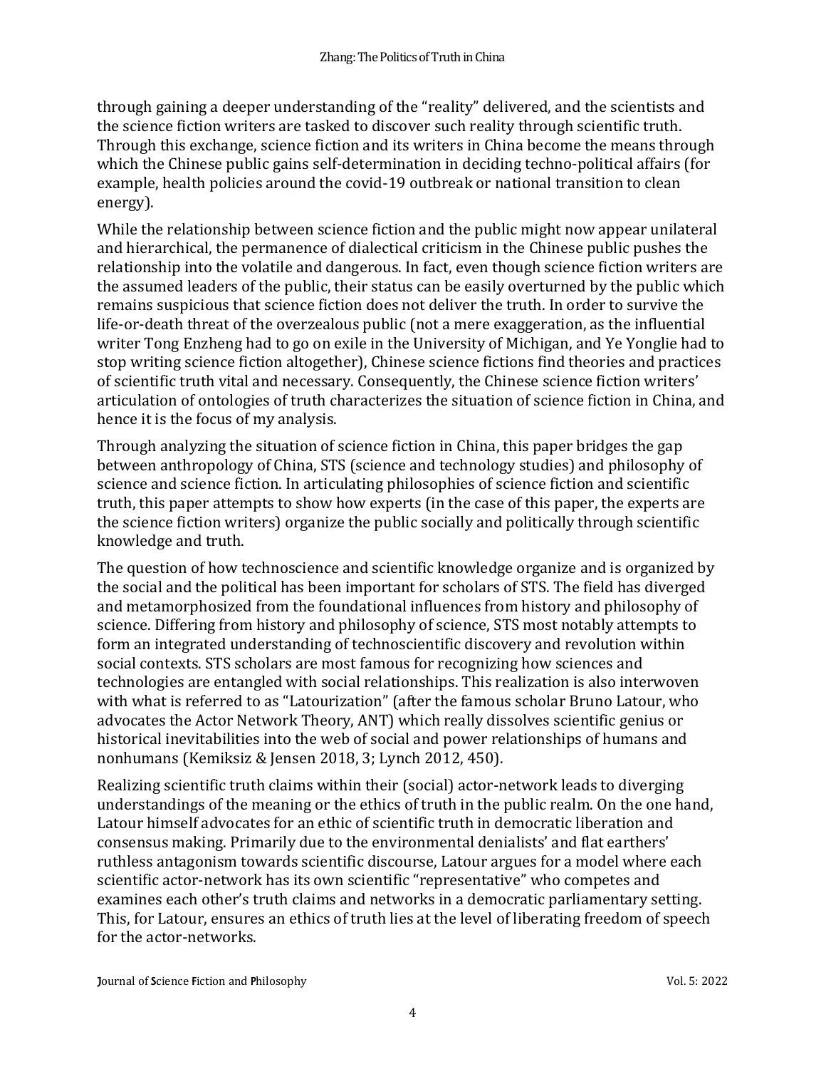through gaining a deeper understanding of the "reality" delivered, and the scientists and the science fiction writers are tasked to discover such reality through scientific truth. Through this exchange, science fiction and its writers in China become the means through which the Chinese public gains self-determination in deciding techno-political affairs (for example, health policies around the covid-19 outbreak or national transition to clean energy).

While the relationship between science fiction and the public might now appear unilateral and hierarchical, the permanence of dialectical criticism in the Chinese public pushes the relationship into the volatile and dangerous. In fact, even though science fiction writers are the assumed leaders of the public, their status can be easily overturned by the public which remains suspicious that science fiction does not deliver the truth. In order to survive the life-or-death threat of the overzealous public (not a mere exaggeration, as the influential writer Tong Enzheng had to go on exile in the University of Michigan, and Ye Yonglie had to stop writing science fiction altogether), Chinese science fictions find theories and practices of scientific truth vital and necessary. Consequently, the Chinese science fiction writers' articulation of ontologies of truth characterizes the situation of science fiction in China, and hence it is the focus of my analysis.

Through analyzing the situation of science fiction in China, this paper bridges the gap between anthropology of China, STS (science and technology studies) and philosophy of science and science fiction. In articulating philosophies of science fiction and scientific truth, this paper attempts to show how experts (in the case of this paper, the experts are the science fiction writers) organize the public socially and politically through scientific knowledge and truth.

The question of how technoscience and scientific knowledge organize and is organized by the social and the political has been important for scholars of STS. The field has diverged and metamorphosized from the foundational influences from history and philosophy of science. Differing from history and philosophy of science, STS most notably attempts to form an integrated understanding of technoscientific discovery and revolution within social contexts. STS scholars are most famous for recognizing how sciences and technologies are entangled with social relationships. This realization is also interwoven with what is referred to as "Latourization" (after the famous scholar Bruno Latour, who advocates the Actor Network Theory, ANT) which really dissolves scientific genius or historical inevitabilities into the web of social and power relationships of humans and nonhumans (Kemiksiz & Jensen 2018, 3; Lynch 2012, 450).

Realizing scientific truth claims within their (social) actor-network leads to diverging understandings of the meaning or the ethics of truth in the public realm. On the one hand, Latour himself advocates for an ethic of scientific truth in democratic liberation and consensus making. Primarily due to the environmental denialists' and flat earthers' ruthless antagonism towards scientific discourse, Latour argues for a model where each scientific actor-network has its own scientific "representative" who competes and examines each other's truth claims and networks in a democratic parliamentary setting. This, for Latour, ensures an ethics of truth lies at the level of liberating freedom of speech for the actor-networks.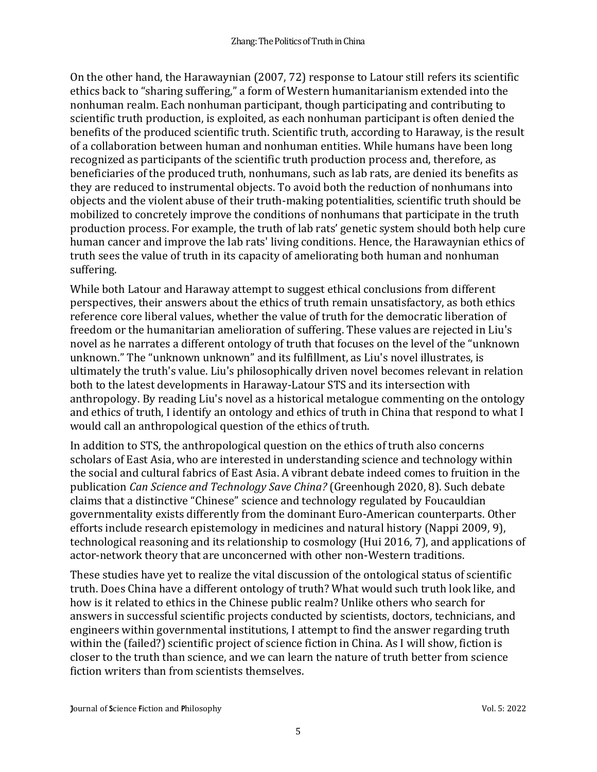On the other hand, the Harawaynian (2007, 72) response to Latour still refers its scientific ethics back to "sharing suffering," a form of Western humanitarianism extended into the nonhuman realm. Each nonhuman participant, though participating and contributing to scientific truth production, is exploited, as each nonhuman participant is often denied the benefits of the produced scientific truth. Scientific truth, according to Haraway, is the result of a collaboration between human and nonhuman entities. While humans have been long recognized as participants of the scientific truth production process and, therefore, as beneficiaries of the produced truth, nonhumans, such as lab rats, are denied its benefits as they are reduced to instrumental objects. To avoid both the reduction of nonhumans into objects and the violent abuse of their truth-making potentialities, scientific truth should be mobilized to concretely improve the conditions of nonhumans that participate in the truth production process. For example, the truth of lab rats' genetic system should both help cure human cancer and improve the lab rats' living conditions. Hence, the Harawaynian ethics of truth sees the value of truth in its capacity of ameliorating both human and nonhuman suffering.

While both Latour and Haraway attempt to suggest ethical conclusions from different perspectives, their answers about the ethics of truth remain unsatisfactory, as both ethics reference core liberal values, whether the value of truth for the democratic liberation of freedom or the humanitarian amelioration of suffering. These values are rejected in Liu's novel as he narrates a different ontology of truth that focuses on the level of the "unknown unknown." The "unknown unknown" and its fulfillment, as Liu's novel illustrates, is ultimately the truth's value. Liu's philosophically driven novel becomes relevant in relation both to the latest developments in Haraway-Latour STS and its intersection with anthropology. By reading Liu's novel as a historical metalogue commenting on the ontology and ethics of truth, I identify an ontology and ethics of truth in China that respond to what I would call an anthropological question of the ethics of truth.

In addition to STS, the anthropological question on the ethics of truth also concerns scholars of East Asia, who are interested in understanding science and technology within the social and cultural fabrics of East Asia. A vibrant debate indeed comes to fruition in the publication *Can Science and Technology Save China?* (Greenhough 2020, 8). Such debate claims that a distinctive "Chinese" science and technology regulated by Foucauldian governmentality exists differently from the dominant Euro-American counterparts. Other efforts include research epistemology in medicines and natural history (Nappi 2009, 9), technological reasoning and its relationship to cosmology (Hui 2016, 7), and applications of actor-network theory that are unconcerned with other non-Western traditions.

These studies have yet to realize the vital discussion of the ontological status of scientific truth. Does China have a different ontology of truth? What would such truth look like, and how is it related to ethics in the Chinese public realm? Unlike others who search for answers in successful scientific projects conducted by scientists, doctors, technicians, and engineers within governmental institutions, I attempt to find the answer regarding truth within the (failed?) scientific project of science fiction in China. As I will show, fiction is closer to the truth than science, and we can learn the nature of truth better from science fiction writers than from scientists themselves.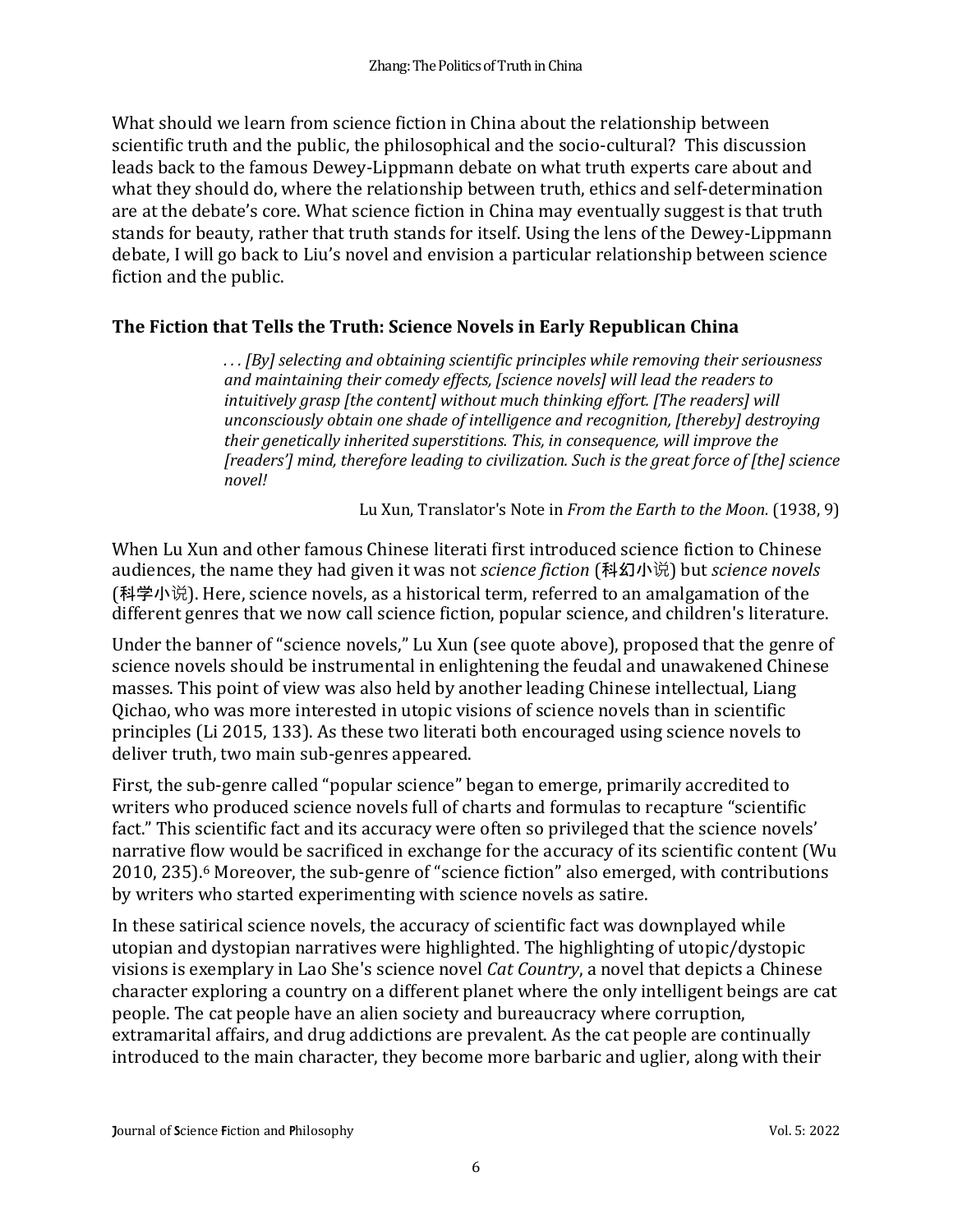What should we learn from science fiction in China about the relationship between scientific truth and the public, the philosophical and the socio-cultural? This discussion leads back to the famous Dewey-Lippmann debate on what truth experts care about and what they should do, where the relationship between truth, ethics and self-determination are at the debate's core. What science fiction in China may eventually suggest is that truth stands for beauty, rather that truth stands for itself. Using the lens of the Dewey-Lippmann debate, I will go back to Liu's novel and envision a particular relationship between science fiction and the public.

## The Fiction that Tells the Truth: Science Novels in Early Republican China

> *. . . [By] selecting and obtaining scientific principles while removing their seriousness and maintaining their comedy effects, [science novels] will lead the readers to intuitively grasp [the content] without much thinking effort. [The readers] will unconsciously obtain one shade of intelligence and recognition, [thereby] destroying their genetically inherited superstitions. This, in consequence, will improve the [readers'] mind, therefore leading to civilization. Such is the great force of [the] science novel!*
>
> Lu Xun, Translator's Note in *From the Earth to the Moon.* (1938, 9)

When Lu Xun and other famous Chinese literati first introduced science fiction to Chinese audiences, the name they had given it was not *science fiction* (科幻小说) but *science novels* (科学小说). Here, science novels, as a historical term, referred to an amalgamation of the different genres that we now call science fiction, popular science, and children's literature.

Under the banner of "science novels," Lu Xun (see quote above), proposed that the genre of science novels should be instrumental in enlightening the feudal and unawakened Chinese masses. This point of view was also held by another leading Chinese intellectual, Liang Qichao, who was more interested in utopic visions of science novels than in scientific principles (Li 2015, 133). As these two literati both encouraged using science novels to deliver truth, two main sub-genres appeared.

First, the sub-genre called "popular science" began to emerge, primarily accredited to writers who produced science novels full of charts and formulas to recapture "scientific fact." This scientific fact and its accuracy were often so privileged that the science novels' narrative flow would be sacrificed in exchange for the accuracy of its scientific content (Wu 2010, 235).[6] Moreover, the sub-genre of "science fiction" also emerged, with contributions by writers who started experimenting with science novels as satire.

In these satirical science novels, the accuracy of scientific fact was downplayed while utopian and dystopian narratives were highlighted. The highlighting of utopic/dystopic visions is exemplary in Lao She's science novel *Cat Country*, a novel that depicts a Chinese character exploring a country on a different planet where the only intelligent beings are cat people. The cat people have an alien society and bureaucracy where corruption, extramarital affairs, and drug addictions are prevalent. As the cat people are continually introduced to the main character, they become more barbaric and uglier, along with their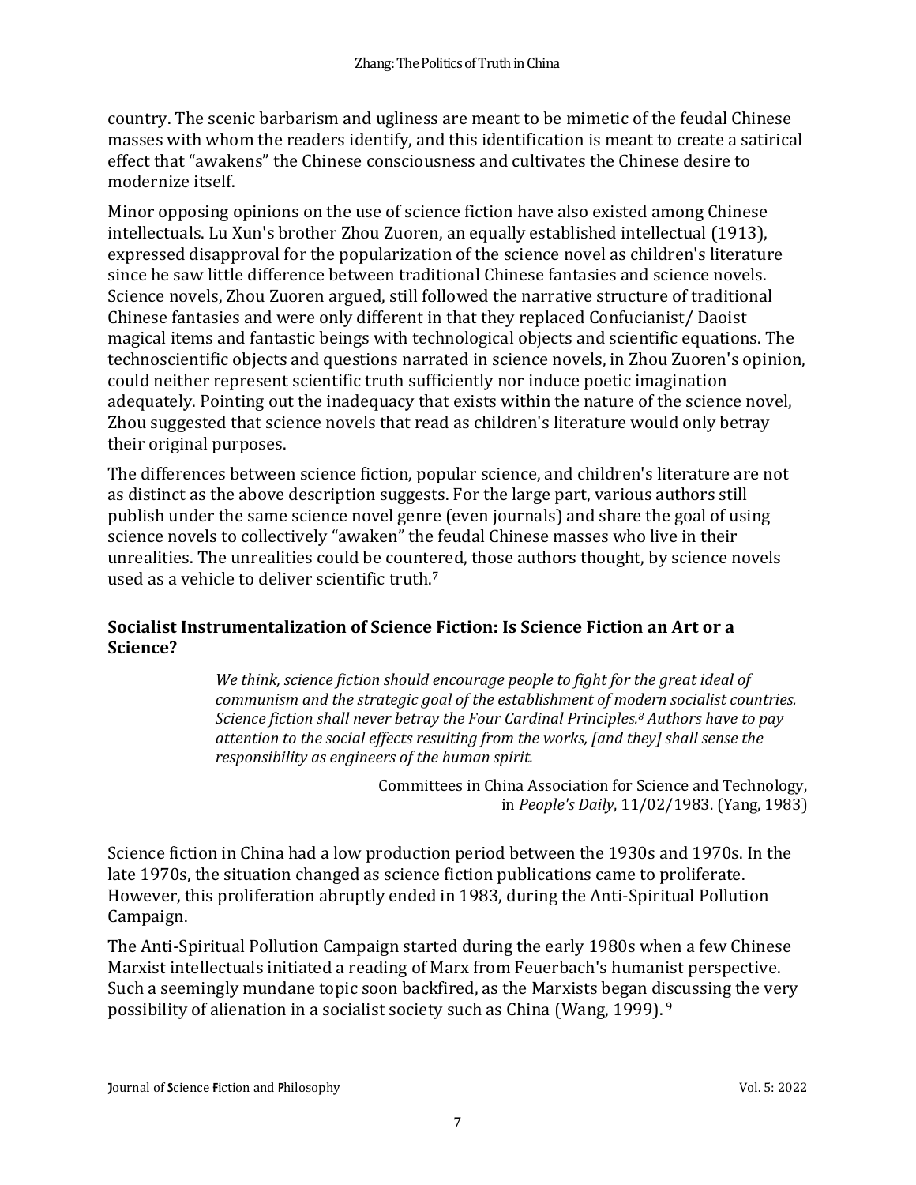country. The scenic barbarism and ugliness are meant to be mimetic of the feudal Chinese masses with whom the readers identify, and this identification is meant to create a satirical effect that "awakens" the Chinese consciousness and cultivates the Chinese desire to modernize itself.

Minor opposing opinions on the use of science fiction have also existed among Chinese intellectuals. Lu Xun's brother Zhou Zuoren, an equally established intellectual (1913), expressed disapproval for the popularization of the science novel as children's literature since he saw little difference between traditional Chinese fantasies and science novels. Science novels, Zhou Zuoren argued, still followed the narrative structure of traditional Chinese fantasies and were only different in that they replaced Confucianist/ Daoist magical items and fantastic beings with technological objects and scientific equations. The technoscientific objects and questions narrated in science novels, in Zhou Zuoren's opinion, could neither represent scientific truth sufficiently nor induce poetic imagination adequately. Pointing out the inadequacy that exists within the nature of the science novel, Zhou suggested that science novels that read as children's literature would only betray their original purposes.

The differences between science fiction, popular science, and children's literature are not as distinct as the above description suggests. For the large part, various authors still publish under the same science novel genre (even journals) and share the goal of using science novels to collectively "awaken" the feudal Chinese masses who live in their unrealities. The unrealities could be countered, those authors thought, by science novels used as a vehicle to deliver scientific truth.[7]

### Socialist Instrumentalization of Science Fiction: Is Science Fiction an Art or a Science?

> *We think, science fiction should encourage people to fight for the great ideal of communism and the strategic goal of the establishment of modern socialist countries. Science fiction shall never betray the Four Cardinal Principles.[8] Authors have to pay attention to the social effects resulting from the works, [and they] shall sense the responsibility as engineers of the human spirit.*
>
> Committees in China Association for Science and Technology, in *People's Daily*, 11/02/1983. (Yang, 1983)

Science fiction in China had a low production period between the 1930s and 1970s. In the late 1970s, the situation changed as science fiction publications came to proliferate. However, this proliferation abruptly ended in 1983, during the Anti-Spiritual Pollution Campaign.

The Anti-Spiritual Pollution Campaign started during the early 1980s when a few Chinese Marxist intellectuals initiated a reading of Marx from Feuerbach's humanist perspective. Such a seemingly mundane topic soon backfired, as the Marxists began discussing the very possibility of alienation in a socialist society such as China (Wang, 1999).[9]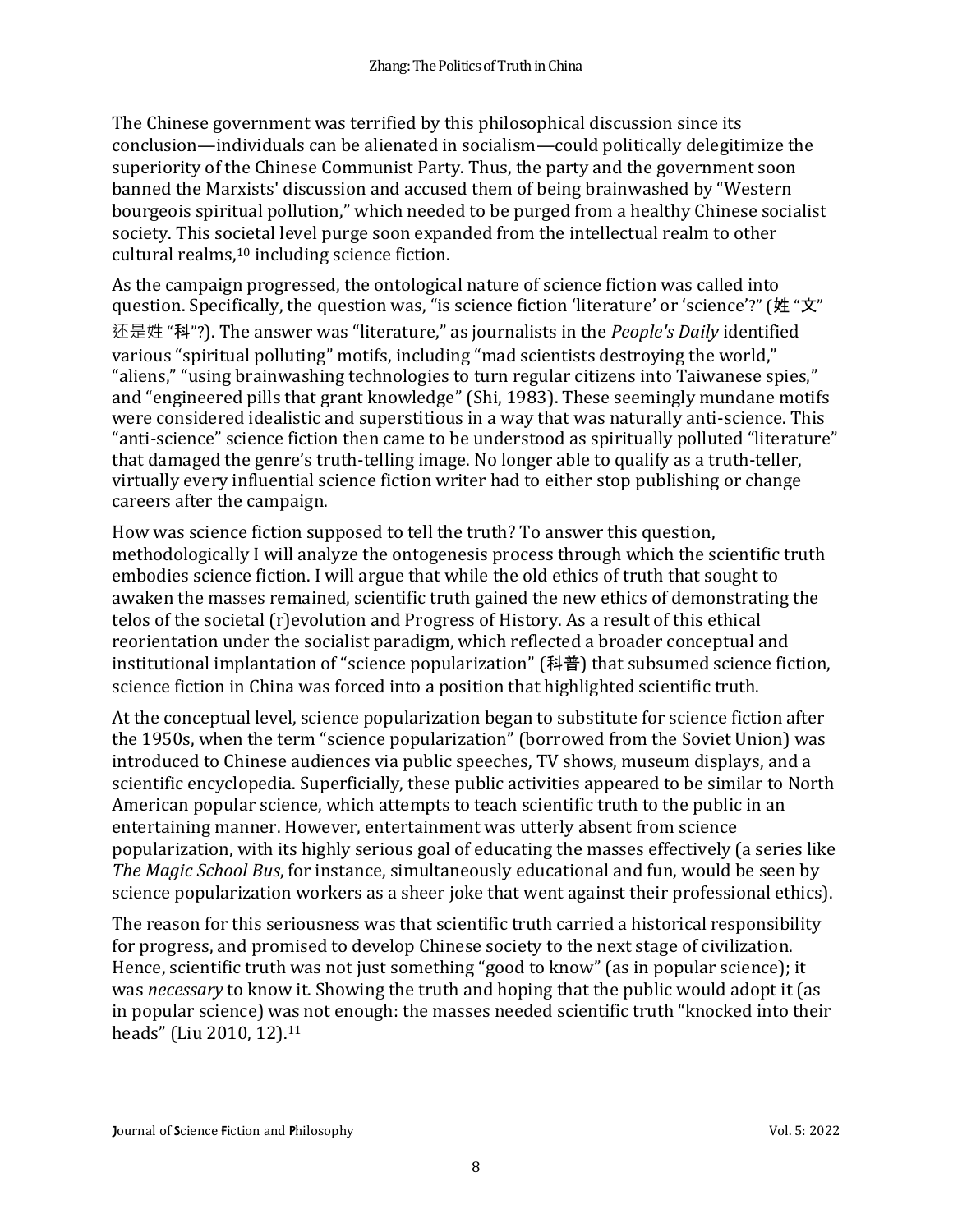The Chinese government was terrified by this philosophical discussion since its conclusion—individuals can be alienated in socialism—could politically delegitimize the superiority of the Chinese Communist Party. Thus, the party and the government soon banned the Marxists' discussion and accused them of being brainwashed by "Western bourgeois spiritual pollution," which needed to be purged from a healthy Chinese socialist society. This societal level purge soon expanded from the intellectual realm to other cultural realms,[10] including science fiction.

As the campaign progressed, the ontological nature of science fiction was called into question. Specifically, the question was, "is science fiction 'literature' or 'science'?" (姓 "文" 还是姓 "科"?). The answer was "literature," as journalists in the *People's Daily* identified various "spiritual polluting" motifs, including "mad scientists destroying the world," "aliens," "using brainwashing technologies to turn regular citizens into Taiwanese spies," and "engineered pills that grant knowledge" (Shi, 1983). These seemingly mundane motifs were considered idealistic and superstitious in a way that was naturally anti-science. This "anti-science" science fiction then came to be understood as spiritually polluted "literature" that damaged the genre's truth-telling image. No longer able to qualify as a truth-teller, virtually every influential science fiction writer had to either stop publishing or change careers after the campaign.

How was science fiction supposed to tell the truth? To answer this question, methodologically I will analyze the ontogenesis process through which the scientific truth embodies science fiction. I will argue that while the old ethics of truth that sought to awaken the masses remained, scientific truth gained the new ethics of demonstrating the telos of the societal (r)evolution and Progress of History. As a result of this ethical reorientation under the socialist paradigm, which reflected a broader conceptual and institutional implantation of "science popularization" (科普) that subsumed science fiction, science fiction in China was forced into a position that highlighted scientific truth.

At the conceptual level, science popularization began to substitute for science fiction after the 1950s, when the term "science popularization" (borrowed from the Soviet Union) was introduced to Chinese audiences via public speeches, TV shows, museum displays, and a scientific encyclopedia. Superficially, these public activities appeared to be similar to North American popular science, which attempts to teach scientific truth to the public in an entertaining manner. However, entertainment was utterly absent from science popularization, with its highly serious goal of educating the masses effectively (a series like *The Magic School Bus*, for instance, simultaneously educational and fun, would be seen by science popularization workers as a sheer joke that went against their professional ethics).

The reason for this seriousness was that scientific truth carried a historical responsibility for progress, and promised to develop Chinese society to the next stage of civilization. Hence, scientific truth was not just something "good to know" (as in popular science); it was *necessary* to know it. Showing the truth and hoping that the public would adopt it (as in popular science) was not enough: the masses needed scientific truth "knocked into their heads" (Liu 2010, 12).[11]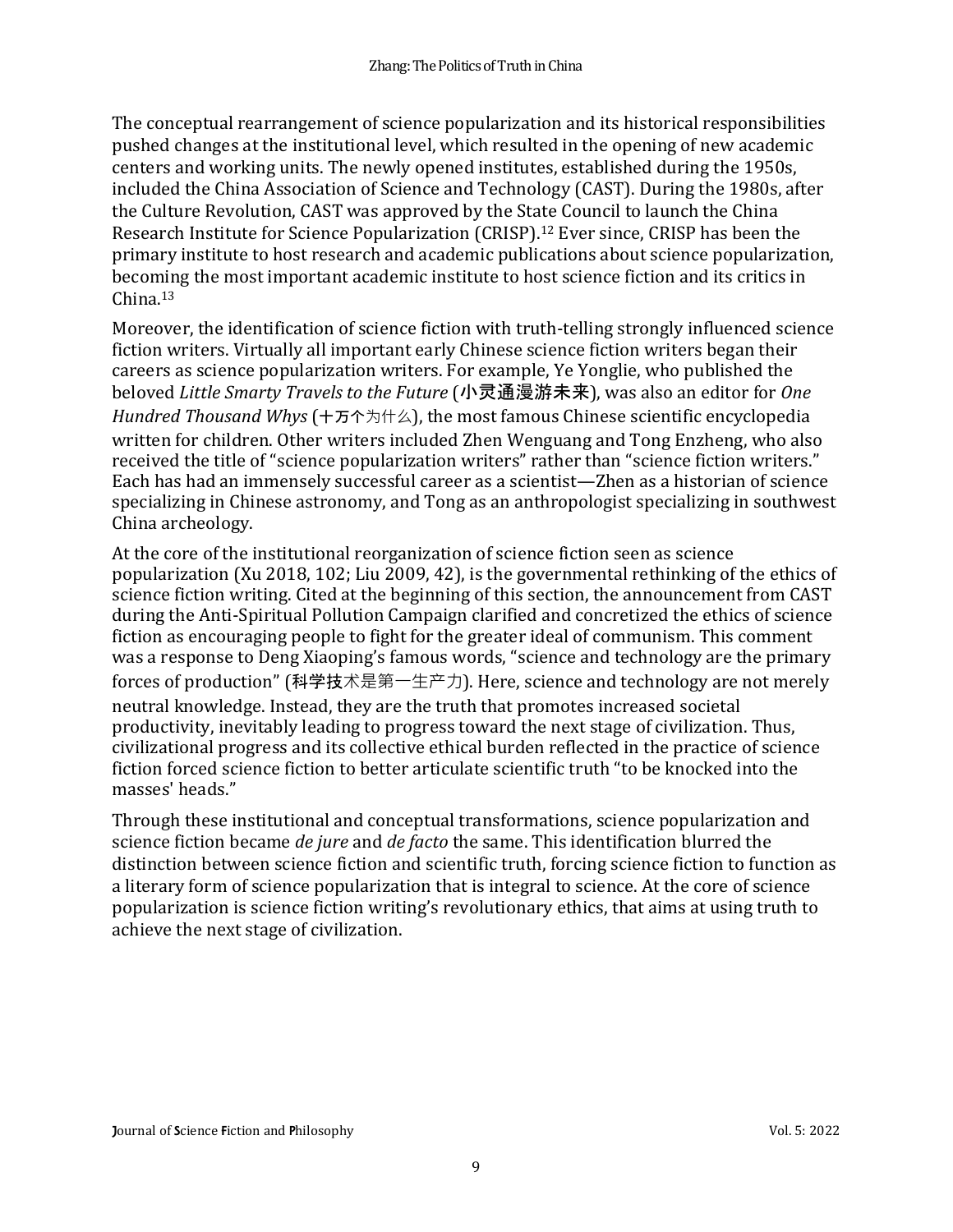The conceptual rearrangement of science popularization and its historical responsibilities pushed changes at the institutional level, which resulted in the opening of new academic centers and working units. The newly opened institutes, established during the 1950s, included the China Association of Science and Technology (CAST). During the 1980s, after the Culture Revolution, CAST was approved by the State Council to launch the China Research Institute for Science Popularization (CRISP).[12] Ever since, CRISP has been the primary institute to host research and academic publications about science popularization, becoming the most important academic institute to host science fiction and its critics in China.[13]

Moreover, the identification of science fiction with truth-telling strongly influenced science fiction writers. Virtually all important early Chinese science fiction writers began their careers as science popularization writers. For example, Ye Yonglie, who published the beloved *Little Smarty Travels to the Future* (小灵通漫游未来), was also an editor for *One Hundred Thousand Whys* (十万个为什么), the most famous Chinese scientific encyclopedia written for children. Other writers included Zhen Wenguang and Tong Enzheng, who also received the title of "science popularization writers" rather than "science fiction writers." Each has had an immensely successful career as a scientist—Zhen as a historian of science specializing in Chinese astronomy, and Tong as an anthropologist specializing in southwest China archeology.

At the core of the institutional reorganization of science fiction seen as science popularization (Xu 2018, 102; Liu 2009, 42), is the governmental rethinking of the ethics of science fiction writing. Cited at the beginning of this section, the announcement from CAST during the Anti-Spiritual Pollution Campaign clarified and concretized the ethics of science fiction as encouraging people to fight for the greater ideal of communism. This comment was a response to Deng Xiaoping's famous words, "science and technology are the primary forces of production" (科学技术是第一生产力). Here, science and technology are not merely neutral knowledge. Instead, they are the truth that promotes increased societal productivity, inevitably leading to progress toward the next stage of civilization. Thus, civilizational progress and its collective ethical burden reflected in the practice of science fiction forced science fiction to better articulate scientific truth "to be knocked into the masses' heads."

Through these institutional and conceptual transformations, science popularization and science fiction became *de jure* and *de facto* the same. This identification blurred the distinction between science fiction and scientific truth, forcing science fiction to function as a literary form of science popularization that is integral to science. At the core of science popularization is science fiction writing's revolutionary ethics, that aims at using truth to achieve the next stage of civilization.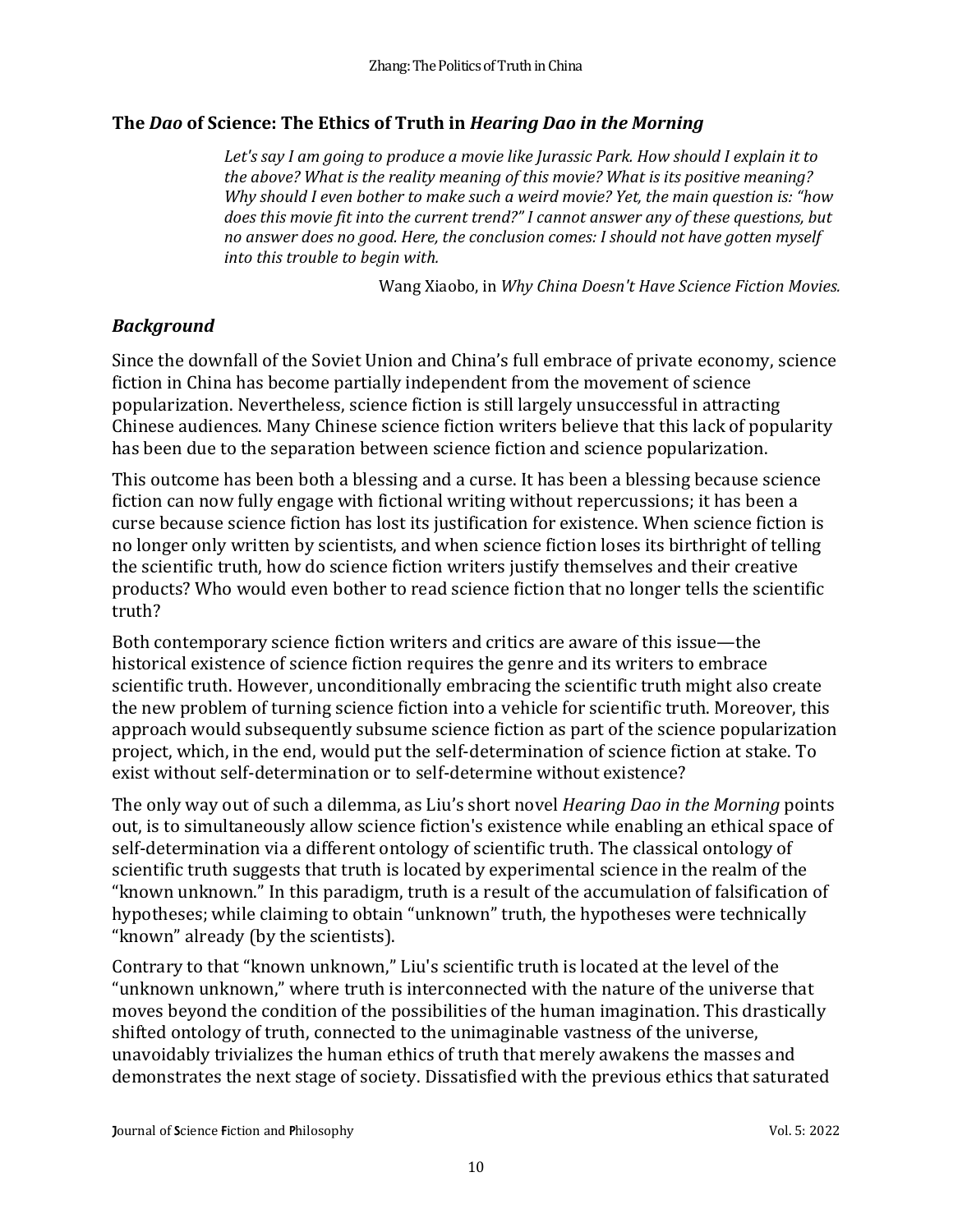## The *Dao* of Science: The Ethics of Truth in *Hearing Dao in the Morning*

> *Let's say I am going to produce a movie like Jurassic Park. How should I explain it to the above? What is the reality meaning of this movie? What is its positive meaning? Why should I even bother to make such a weird movie? Yet, the main question is: "how does this movie fit into the current trend?" I cannot answer any of these questions, but no answer does no good. Here, the conclusion comes: I should not have gotten myself into this trouble to begin with.*
>
> Wang Xiaobo, in *Why China Doesn't Have Science Fiction Movies.*

### *Background*

Since the downfall of the Soviet Union and China's full embrace of private economy, science fiction in China has become partially independent from the movement of science popularization. Nevertheless, science fiction is still largely unsuccessful in attracting Chinese audiences. Many Chinese science fiction writers believe that this lack of popularity has been due to the separation between science fiction and science popularization.

This outcome has been both a blessing and a curse. It has been a blessing because science fiction can now fully engage with fictional writing without repercussions; it has been a curse because science fiction has lost its justification for existence. When science fiction is no longer only written by scientists, and when science fiction loses its birthright of telling the scientific truth, how do science fiction writers justify themselves and their creative products? Who would even bother to read science fiction that no longer tells the scientific truth?

Both contemporary science fiction writers and critics are aware of this issue—the historical existence of science fiction requires the genre and its writers to embrace scientific truth. However, unconditionally embracing the scientific truth might also create the new problem of turning science fiction into a vehicle for scientific truth. Moreover, this approach would subsequently subsume science fiction as part of the science popularization project, which, in the end, would put the self-determination of science fiction at stake. To exist without self-determination or to self-determine without existence?

The only way out of such a dilemma, as Liu's short novel *Hearing Dao in the Morning* points out, is to simultaneously allow science fiction's existence while enabling an ethical space of self-determination via a different ontology of scientific truth. The classical ontology of scientific truth suggests that truth is located by experimental science in the realm of the "known unknown." In this paradigm, truth is a result of the accumulation of falsification of hypotheses; while claiming to obtain "unknown" truth, the hypotheses were technically "known" already (by the scientists).

Contrary to that "known unknown," Liu's scientific truth is located at the level of the "unknown unknown," where truth is interconnected with the nature of the universe that moves beyond the condition of the possibilities of the human imagination. This drastically shifted ontology of truth, connected to the unimaginable vastness of the universe, unavoidably trivializes the human ethics of truth that merely awakens the masses and demonstrates the next stage of society. Dissatisfied with the previous ethics that saturated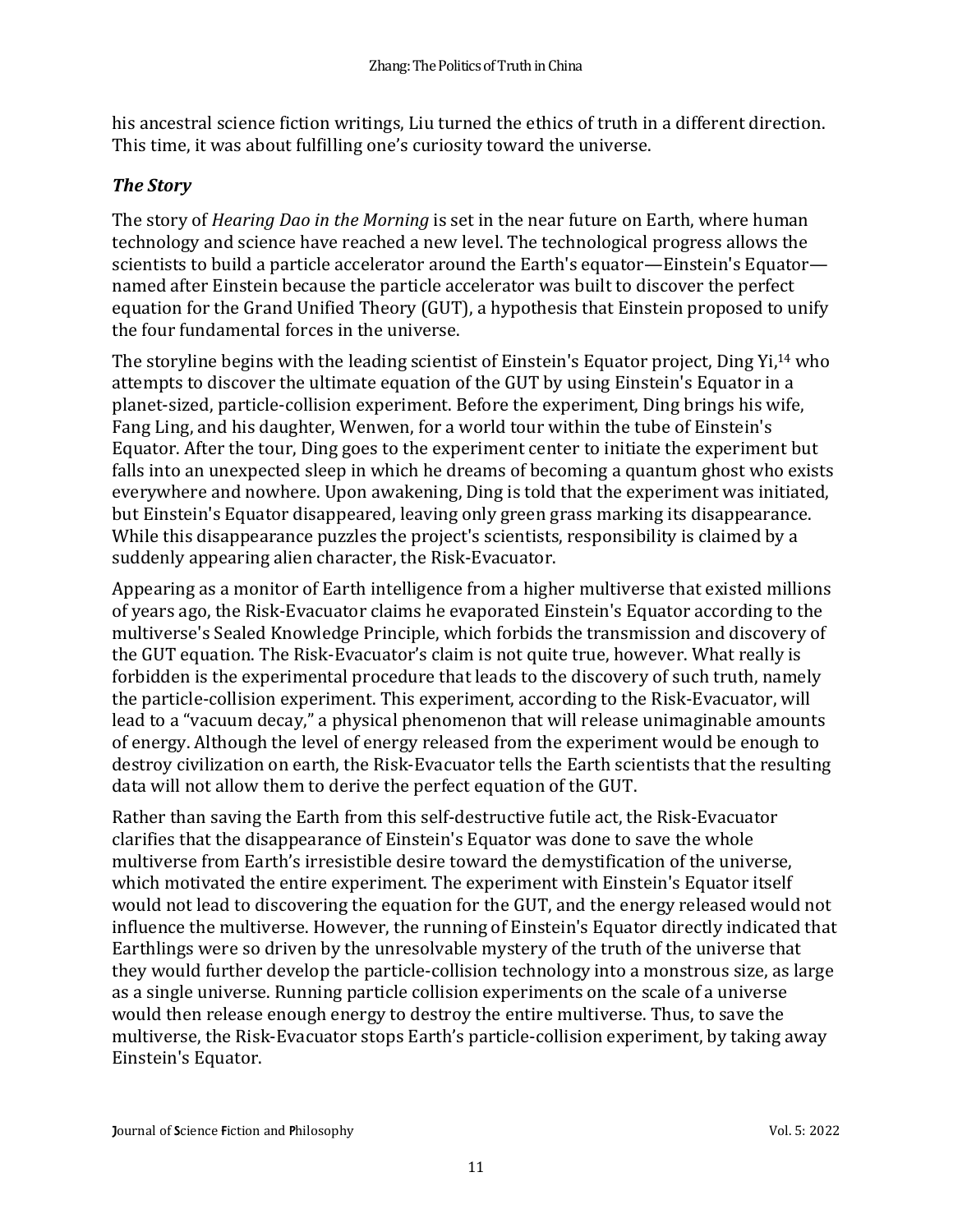his ancestral science fiction writings, Liu turned the ethics of truth in a different direction. This time, it was about fulfilling one's curiosity toward the universe.

### *The Story*

The story of *Hearing Dao in the Morning* is set in the near future on Earth, where human technology and science have reached a new level. The technological progress allows the scientists to build a particle accelerator around the Earth's equator—Einstein's Equator—named after Einstein because the particle accelerator was built to discover the perfect equation for the Grand Unified Theory (GUT), a hypothesis that Einstein proposed to unify the four fundamental forces in the universe.

The storyline begins with the leading scientist of Einstein's Equator project, Ding Yi,[14] who attempts to discover the ultimate equation of the GUT by using Einstein's Equator in a planet-sized, particle-collision experiment. Before the experiment, Ding brings his wife, Fang Ling, and his daughter, Wenwen, for a world tour within the tube of Einstein's Equator. After the tour, Ding goes to the experiment center to initiate the experiment but falls into an unexpected sleep in which he dreams of becoming a quantum ghost who exists everywhere and nowhere. Upon awakening, Ding is told that the experiment was initiated, but Einstein's Equator disappeared, leaving only green grass marking its disappearance. While this disappearance puzzles the project's scientists, responsibility is claimed by a suddenly appearing alien character, the Risk-Evacuator.

Appearing as a monitor of Earth intelligence from a higher multiverse that existed millions of years ago, the Risk-Evacuator claims he evaporated Einstein's Equator according to the multiverse's Sealed Knowledge Principle, which forbids the transmission and discovery of the GUT equation. The Risk-Evacuator's claim is not quite true, however. What really is forbidden is the experimental procedure that leads to the discovery of such truth, namely the particle-collision experiment. This experiment, according to the Risk-Evacuator, will lead to a "vacuum decay," a physical phenomenon that will release unimaginable amounts of energy. Although the level of energy released from the experiment would be enough to destroy civilization on earth, the Risk-Evacuator tells the Earth scientists that the resulting data will not allow them to derive the perfect equation of the GUT.

Rather than saving the Earth from this self-destructive futile act, the Risk-Evacuator clarifies that the disappearance of Einstein's Equator was done to save the whole multiverse from Earth's irresistible desire toward the demystification of the universe, which motivated the entire experiment. The experiment with Einstein's Equator itself would not lead to discovering the equation for the GUT, and the energy released would not influence the multiverse. However, the running of Einstein's Equator directly indicated that Earthlings were so driven by the unresolvable mystery of the truth of the universe that they would further develop the particle-collision technology into a monstrous size, as large as a single universe. Running particle collision experiments on the scale of a universe would then release enough energy to destroy the entire multiverse. Thus, to save the multiverse, the Risk-Evacuator stops Earth's particle-collision experiment, by taking away Einstein's Equator.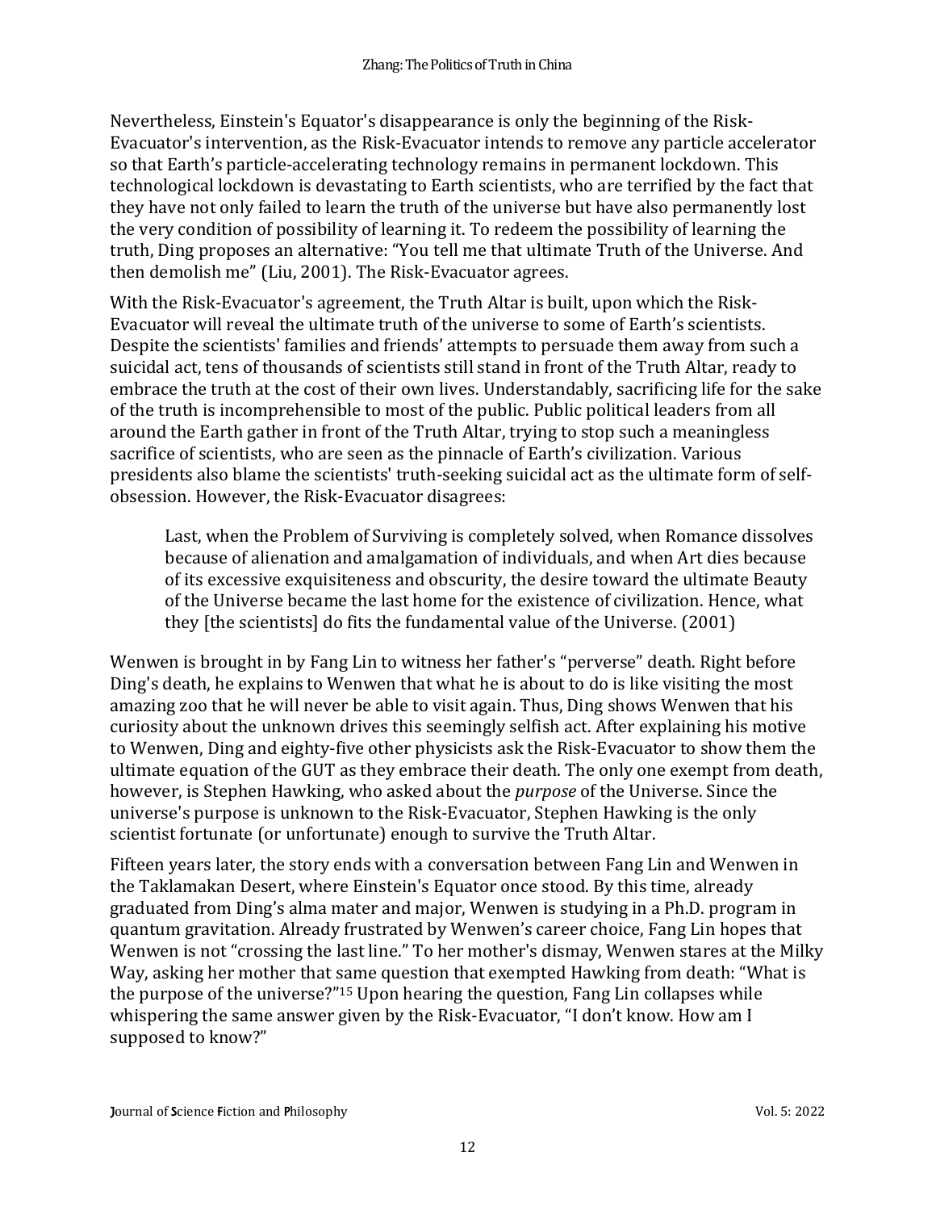Nevertheless, Einstein's Equator's disappearance is only the beginning of the Risk-Evacuator's intervention, as the Risk-Evacuator intends to remove any particle accelerator so that Earth's particle-accelerating technology remains in permanent lockdown. This technological lockdown is devastating to Earth scientists, who are terrified by the fact that they have not only failed to learn the truth of the universe but have also permanently lost the very condition of possibility of learning it. To redeem the possibility of learning the truth, Ding proposes an alternative: "You tell me that ultimate Truth of the Universe. And then demolish me" (Liu, 2001). The Risk-Evacuator agrees.

With the Risk-Evacuator's agreement, the Truth Altar is built, upon which the Risk-Evacuator will reveal the ultimate truth of the universe to some of Earth's scientists. Despite the scientists' families and friends' attempts to persuade them away from such a suicidal act, tens of thousands of scientists still stand in front of the Truth Altar, ready to embrace the truth at the cost of their own lives. Understandably, sacrificing life for the sake of the truth is incomprehensible to most of the public. Public political leaders from all around the Earth gather in front of the Truth Altar, trying to stop such a meaningless sacrifice of scientists, who are seen as the pinnacle of Earth's civilization. Various presidents also blame the scientists' truth-seeking suicidal act as the ultimate form of self-obsession. However, the Risk-Evacuator disagrees:

> Last, when the Problem of Surviving is completely solved, when Romance dissolves because of alienation and amalgamation of individuals, and when Art dies because of its excessive exquisiteness and obscurity, the desire toward the ultimate Beauty of the Universe became the last home for the existence of civilization. Hence, what they [the scientists] do fits the fundamental value of the Universe. (2001)

Wenwen is brought in by Fang Lin to witness her father's "perverse" death. Right before Ding's death, he explains to Wenwen that what he is about to do is like visiting the most amazing zoo that he will never be able to visit again. Thus, Ding shows Wenwen that his curiosity about the unknown drives this seemingly selfish act. After explaining his motive to Wenwen, Ding and eighty-five other physicists ask the Risk-Evacuator to show them the ultimate equation of the GUT as they embrace their death. The only one exempt from death, however, is Stephen Hawking, who asked about the *purpose* of the Universe. Since the universe's purpose is unknown to the Risk-Evacuator, Stephen Hawking is the only scientist fortunate (or unfortunate) enough to survive the Truth Altar.

Fifteen years later, the story ends with a conversation between Fang Lin and Wenwen in the Taklamakan Desert, where Einstein's Equator once stood. By this time, already graduated from Ding's alma mater and major, Wenwen is studying in a Ph.D. program in quantum gravitation. Already frustrated by Wenwen's career choice, Fang Lin hopes that Wenwen is not "crossing the last line." To her mother's dismay, Wenwen stares at the Milky Way, asking her mother that same question that exempted Hawking from death: "What is the purpose of the universe?"[15] Upon hearing the question, Fang Lin collapses while whispering the same answer given by the Risk-Evacuator, "I don't know. How am I supposed to know?"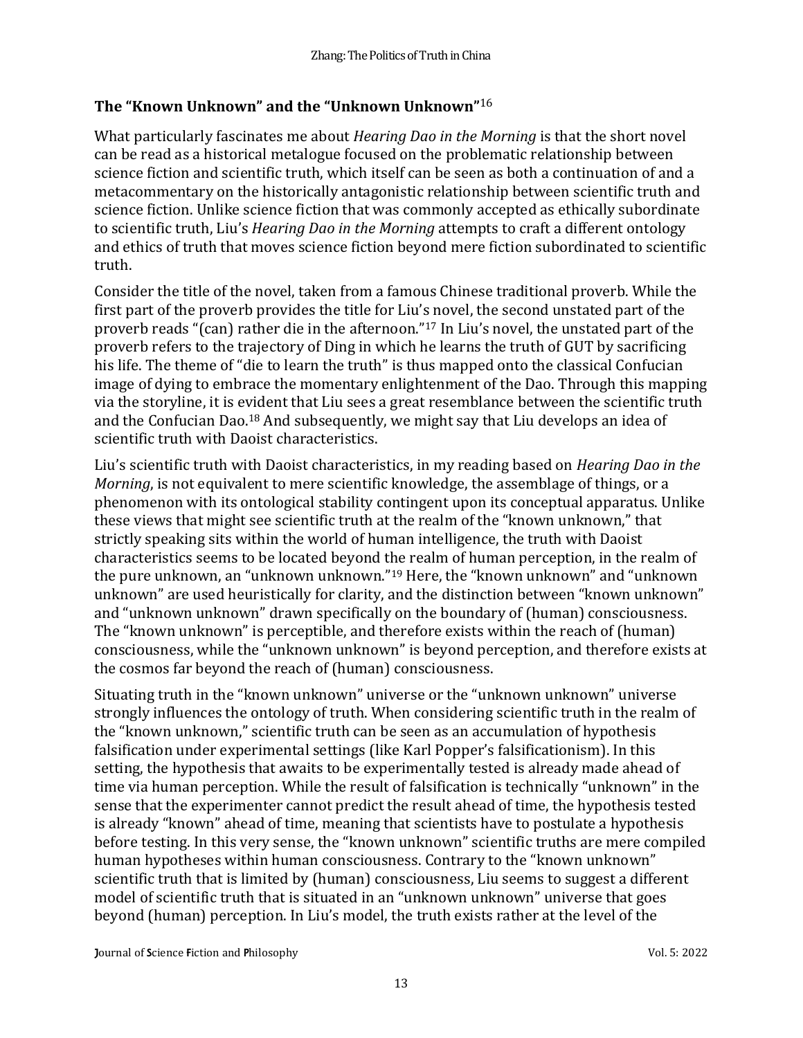### The "Known Unknown" and the "Unknown Unknown"[16]

What particularly fascinates me about *Hearing Dao in the Morning* is that the short novel can be read as a historical metalogue focused on the problematic relationship between science fiction and scientific truth, which itself can be seen as both a continuation of and a metacommentary on the historically antagonistic relationship between scientific truth and science fiction. Unlike science fiction that was commonly accepted as ethically subordinate to scientific truth, Liu's *Hearing Dao in the Morning* attempts to craft a different ontology and ethics of truth that moves science fiction beyond mere fiction subordinated to scientific truth.

Consider the title of the novel, taken from a famous Chinese traditional proverb. While the first part of the proverb provides the title for Liu's novel, the second unstated part of the proverb reads "(can) rather die in the afternoon."[17] In Liu's novel, the unstated part of the proverb refers to the trajectory of Ding in which he learns the truth of GUT by sacrificing his life. The theme of "die to learn the truth" is thus mapped onto the classical Confucian image of dying to embrace the momentary enlightenment of the Dao. Through this mapping via the storyline, it is evident that Liu sees a great resemblance between the scientific truth and the Confucian Dao.[18] And subsequently, we might say that Liu develops an idea of scientific truth with Daoist characteristics.

Liu's scientific truth with Daoist characteristics, in my reading based on *Hearing Dao in the Morning*, is not equivalent to mere scientific knowledge, the assemblage of things, or a phenomenon with its ontological stability contingent upon its conceptual apparatus. Unlike these views that might see scientific truth at the realm of the "known unknown," that strictly speaking sits within the world of human intelligence, the truth with Daoist characteristics seems to be located beyond the realm of human perception, in the realm of the pure unknown, an "unknown unknown."[19] Here, the "known unknown" and "unknown unknown" are used heuristically for clarity, and the distinction between "known unknown" and "unknown unknown" drawn specifically on the boundary of (human) consciousness. The "known unknown" is perceptible, and therefore exists within the reach of (human) consciousness, while the "unknown unknown" is beyond perception, and therefore exists at the cosmos far beyond the reach of (human) consciousness.

Situating truth in the "known unknown" universe or the "unknown unknown" universe strongly influences the ontology of truth. When considering scientific truth in the realm of the "known unknown," scientific truth can be seen as an accumulation of hypothesis falsification under experimental settings (like Karl Popper's falsificationism). In this setting, the hypothesis that awaits to be experimentally tested is already made ahead of time via human perception. While the result of falsification is technically "unknown" in the sense that the experimenter cannot predict the result ahead of time, the hypothesis tested is already "known" ahead of time, meaning that scientists have to postulate a hypothesis before testing. In this very sense, the "known unknown" scientific truths are mere compiled human hypotheses within human consciousness. Contrary to the "known unknown" scientific truth that is limited by (human) consciousness, Liu seems to suggest a different model of scientific truth that is situated in an "unknown unknown" universe that goes beyond (human) perception. In Liu's model, the truth exists rather at the level of the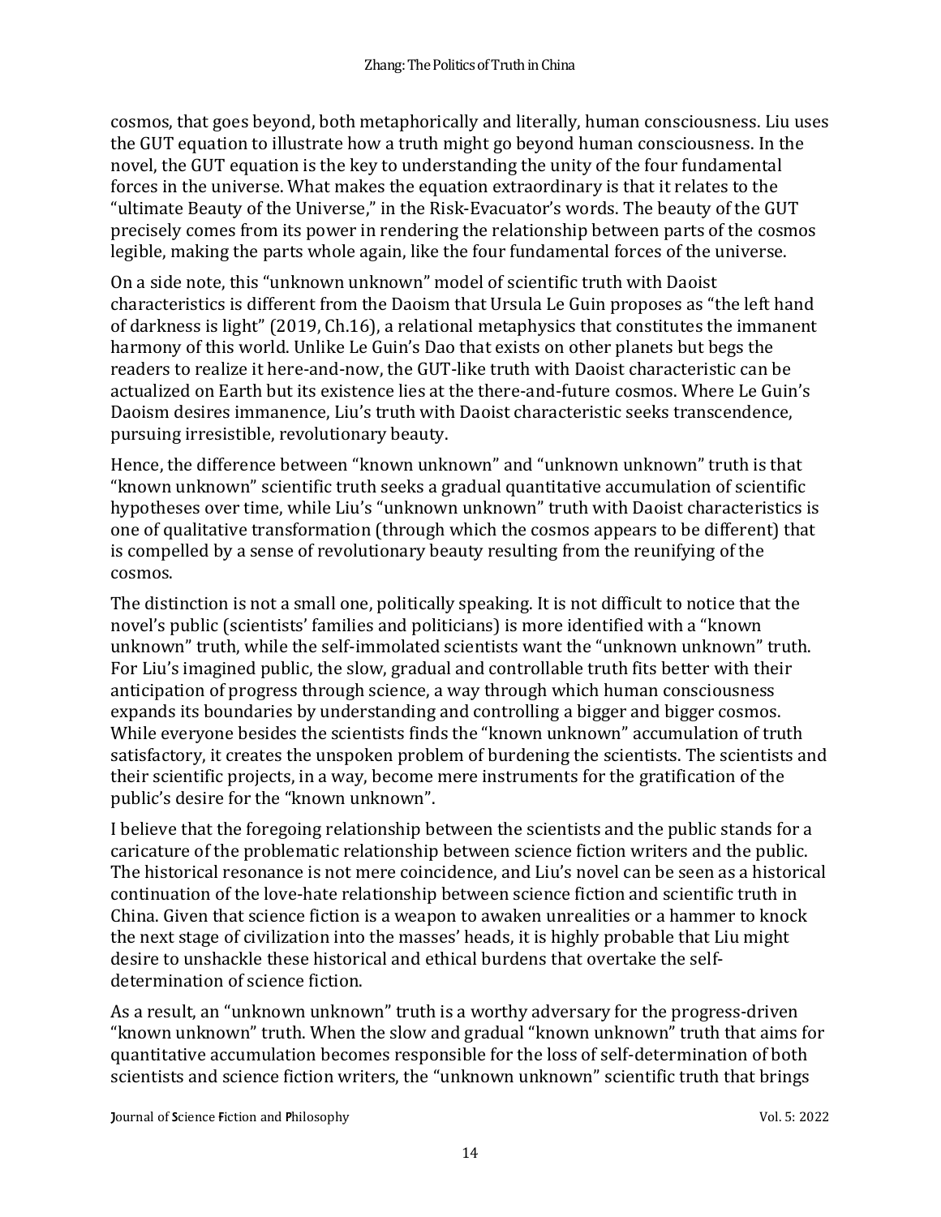cosmos, that goes beyond, both metaphorically and literally, human consciousness. Liu uses the GUT equation to illustrate how a truth might go beyond human consciousness. In the novel, the GUT equation is the key to understanding the unity of the four fundamental forces in the universe. What makes the equation extraordinary is that it relates to the "ultimate Beauty of the Universe," in the Risk-Evacuator's words. The beauty of the GUT precisely comes from its power in rendering the relationship between parts of the cosmos legible, making the parts whole again, like the four fundamental forces of the universe.

On a side note, this "unknown unknown" model of scientific truth with Daoist characteristics is different from the Daoism that Ursula Le Guin proposes as "the left hand of darkness is light" (2019, Ch.16), a relational metaphysics that constitutes the immanent harmony of this world. Unlike Le Guin's Dao that exists on other planets but begs the readers to realize it here-and-now, the GUT-like truth with Daoist characteristic can be actualized on Earth but its existence lies at the there-and-future cosmos. Where Le Guin's Daoism desires immanence, Liu's truth with Daoist characteristic seeks transcendence, pursuing irresistible, revolutionary beauty.

Hence, the difference between "known unknown" and "unknown unknown" truth is that "known unknown" scientific truth seeks a gradual quantitative accumulation of scientific hypotheses over time, while Liu's "unknown unknown" truth with Daoist characteristics is one of qualitative transformation (through which the cosmos appears to be different) that is compelled by a sense of revolutionary beauty resulting from the reunifying of the cosmos.

The distinction is not a small one, politically speaking. It is not difficult to notice that the novel's public (scientists' families and politicians) is more identified with a "known unknown" truth, while the self-immolated scientists want the "unknown unknown" truth. For Liu's imagined public, the slow, gradual and controllable truth fits better with their anticipation of progress through science, a way through which human consciousness expands its boundaries by understanding and controlling a bigger and bigger cosmos. While everyone besides the scientists finds the "known unknown" accumulation of truth satisfactory, it creates the unspoken problem of burdening the scientists. The scientists and their scientific projects, in a way, become mere instruments for the gratification of the public's desire for the "known unknown".

I believe that the foregoing relationship between the scientists and the public stands for a caricature of the problematic relationship between science fiction writers and the public. The historical resonance is not mere coincidence, and Liu's novel can be seen as a historical continuation of the love-hate relationship between science fiction and scientific truth in China. Given that science fiction is a weapon to awaken unrealities or a hammer to knock the next stage of civilization into the masses' heads, it is highly probable that Liu might desire to unshackle these historical and ethical burdens that overtake the self-determination of science fiction.

As a result, an "unknown unknown" truth is a worthy adversary for the progress-driven "known unknown" truth. When the slow and gradual "known unknown" truth that aims for quantitative accumulation becomes responsible for the loss of self-determination of both scientists and science fiction writers, the "unknown unknown" scientific truth that brings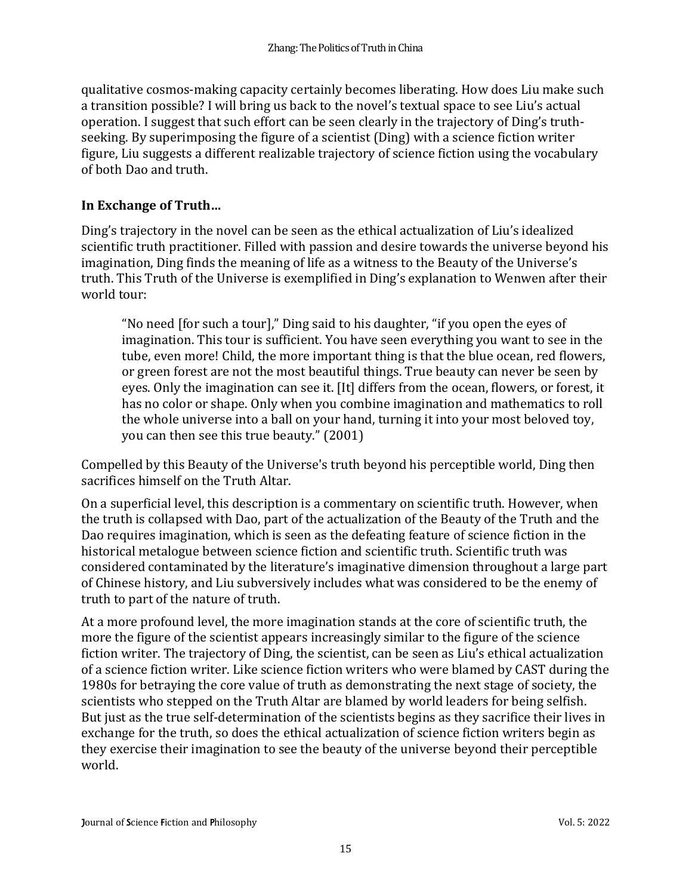qualitative cosmos-making capacity certainly becomes liberating. How does Liu make such a transition possible? I will bring us back to the novel's textual space to see Liu's actual operation. I suggest that such effort can be seen clearly in the trajectory of Ding's truth-seeking. By superimposing the figure of a scientist (Ding) with a science fiction writer figure, Liu suggests a different realizable trajectory of science fiction using the vocabulary of both Dao and truth.

## In Exchange of Truth…

Ding's trajectory in the novel can be seen as the ethical actualization of Liu's idealized scientific truth practitioner. Filled with passion and desire towards the universe beyond his imagination, Ding finds the meaning of life as a witness to the Beauty of the Universe's truth. This Truth of the Universe is exemplified in Ding's explanation to Wenwen after their world tour:

> "No need [for such a tour]," Ding said to his daughter, "if you open the eyes of imagination. This tour is sufficient. You have seen everything you want to see in the tube, even more! Child, the more important thing is that the blue ocean, red flowers, or green forest are not the most beautiful things. True beauty can never be seen by eyes. Only the imagination can see it. [It] differs from the ocean, flowers, or forest, it has no color or shape. Only when you combine imagination and mathematics to roll the whole universe into a ball on your hand, turning it into your most beloved toy, you can then see this true beauty." (2001)

Compelled by this Beauty of the Universe's truth beyond his perceptible world, Ding then sacrifices himself on the Truth Altar.

On a superficial level, this description is a commentary on scientific truth. However, when the truth is collapsed with Dao, part of the actualization of the Beauty of the Truth and the Dao requires imagination, which is seen as the defeating feature of science fiction in the historical metalogue between science fiction and scientific truth. Scientific truth was considered contaminated by the literature's imaginative dimension throughout a large part of Chinese history, and Liu subversively includes what was considered to be the enemy of truth to part of the nature of truth.

At a more profound level, the more imagination stands at the core of scientific truth, the more the figure of the scientist appears increasingly similar to the figure of the science fiction writer. The trajectory of Ding, the scientist, can be seen as Liu's ethical actualization of a science fiction writer. Like science fiction writers who were blamed by CAST during the 1980s for betraying the core value of truth as demonstrating the next stage of society, the scientists who stepped on the Truth Altar are blamed by world leaders for being selfish. But just as the true self-determination of the scientists begins as they sacrifice their lives in exchange for the truth, so does the ethical actualization of science fiction writers begin as they exercise their imagination to see the beauty of the universe beyond their perceptible world.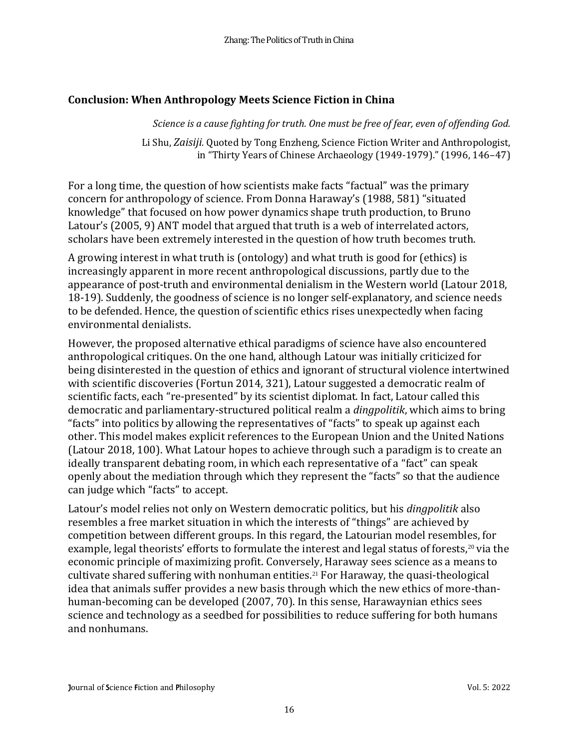## Conclusion: When Anthropology Meets Science Fiction in China

*Science is a cause fighting for truth. One must be free of fear, even of offending God.*

Li Shu, *Zaisiji.* Quoted by Tong Enzheng, Science Fiction Writer and Anthropologist, in "Thirty Years of Chinese Archaeology (1949-1979)." (1996, 146–47)

For a long time, the question of how scientists make facts "factual" was the primary concern for anthropology of science. From Donna Haraway's (1988, 581) "situated knowledge" that focused on how power dynamics shape truth production, to Bruno Latour's (2005, 9) ANT model that argued that truth is a web of interrelated actors, scholars have been extremely interested in the question of how truth becomes truth.

A growing interest in what truth is (ontology) and what truth is good for (ethics) is increasingly apparent in more recent anthropological discussions, partly due to the appearance of post-truth and environmental denialism in the Western world (Latour 2018, 18-19). Suddenly, the goodness of science is no longer self-explanatory, and science needs to be defended. Hence, the question of scientific ethics rises unexpectedly when facing environmental denialists.

However, the proposed alternative ethical paradigms of science have also encountered anthropological critiques. On the one hand, although Latour was initially criticized for being disinterested in the question of ethics and ignorant of structural violence intertwined with scientific discoveries (Fortun 2014, 321), Latour suggested a democratic realm of scientific facts, each "re-presented" by its scientist diplomat. In fact, Latour called this democratic and parliamentary-structured political realm a *dingpolitik*, which aims to bring "facts" into politics by allowing the representatives of "facts" to speak up against each other. This model makes explicit references to the European Union and the United Nations (Latour 2018, 100). What Latour hopes to achieve through such a paradigm is to create an ideally transparent debating room, in which each representative of a "fact" can speak openly about the mediation through which they represent the "facts" so that the audience can judge which "facts" to accept.

Latour's model relies not only on Western democratic politics, but his *dingpolitik* also resembles a free market situation in which the interests of "things" are achieved by competition between different groups. In this regard, the Latourian model resembles, for example, legal theorists' efforts to formulate the interest and legal status of forests,[20] via the economic principle of maximizing profit. Conversely, Haraway sees science as a means to cultivate shared suffering with nonhuman entities.[21] For Haraway, the quasi-theological idea that animals suffer provides a new basis through which the new ethics of more-than-human-becoming can be developed (2007, 70). In this sense, Harawaynian ethics sees science and technology as a seedbed for possibilities to reduce suffering for both humans and nonhumans.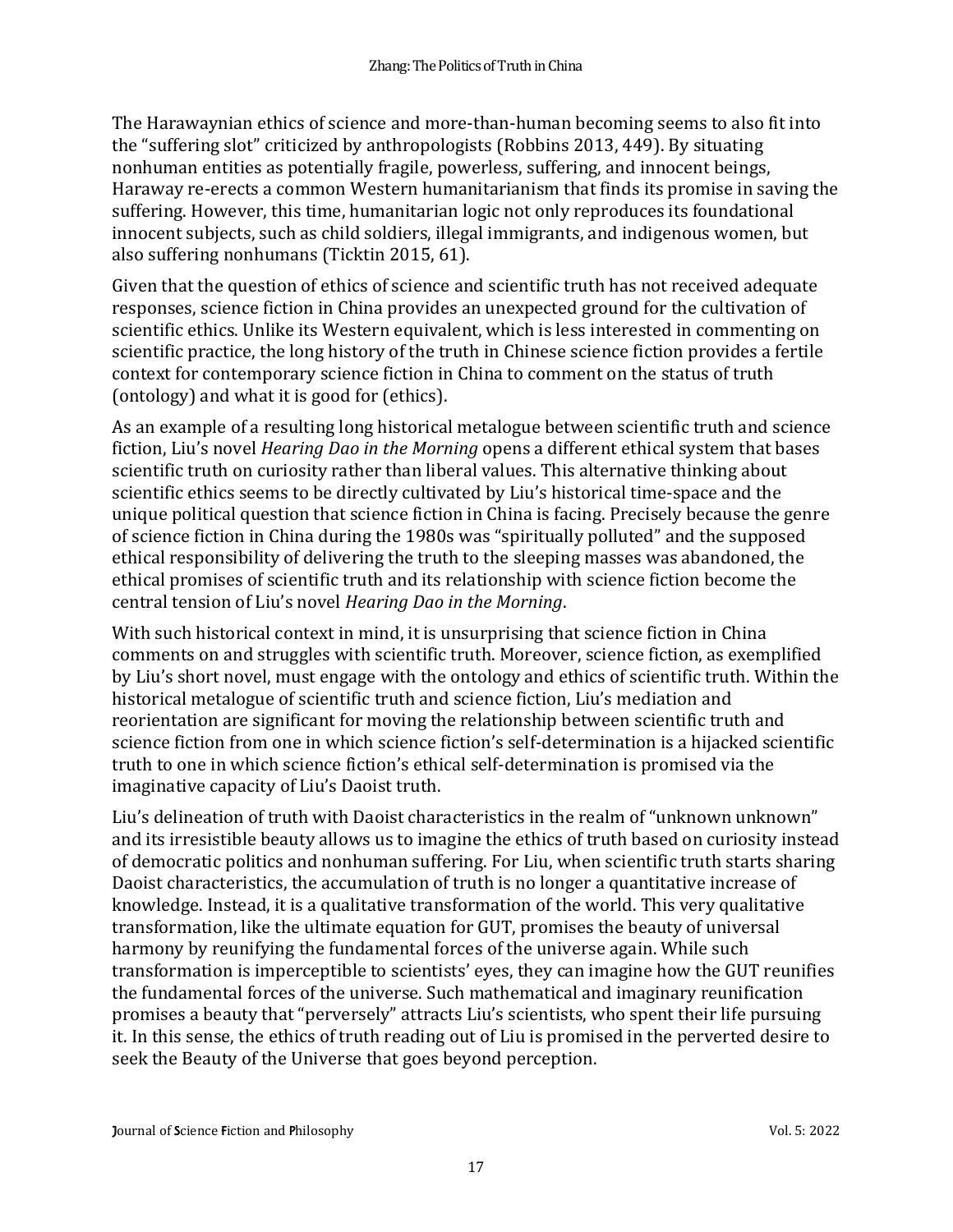The Harawaynian ethics of science and more-than-human becoming seems to also fit into the "suffering slot" criticized by anthropologists (Robbins 2013, 449). By situating nonhuman entities as potentially fragile, powerless, suffering, and innocent beings, Haraway re-erects a common Western humanitarianism that finds its promise in saving the suffering. However, this time, humanitarian logic not only reproduces its foundational innocent subjects, such as child soldiers, illegal immigrants, and indigenous women, but also suffering nonhumans (Ticktin 2015, 61).

Given that the question of ethics of science and scientific truth has not received adequate responses, science fiction in China provides an unexpected ground for the cultivation of scientific ethics. Unlike its Western equivalent, which is less interested in commenting on scientific practice, the long history of the truth in Chinese science fiction provides a fertile context for contemporary science fiction in China to comment on the status of truth (ontology) and what it is good for (ethics).

As an example of a resulting long historical metalogue between scientific truth and science fiction, Liu's novel *Hearing Dao in the Morning* opens a different ethical system that bases scientific truth on curiosity rather than liberal values. This alternative thinking about scientific ethics seems to be directly cultivated by Liu's historical time-space and the unique political question that science fiction in China is facing. Precisely because the genre of science fiction in China during the 1980s was "spiritually polluted" and the supposed ethical responsibility of delivering the truth to the sleeping masses was abandoned, the ethical promises of scientific truth and its relationship with science fiction become the central tension of Liu's novel *Hearing Dao in the Morning*.

With such historical context in mind, it is unsurprising that science fiction in China comments on and struggles with scientific truth. Moreover, science fiction, as exemplified by Liu's short novel, must engage with the ontology and ethics of scientific truth. Within the historical metalogue of scientific truth and science fiction, Liu's mediation and reorientation are significant for moving the relationship between scientific truth and science fiction from one in which science fiction's self-determination is a hijacked scientific truth to one in which science fiction's ethical self-determination is promised via the imaginative capacity of Liu's Daoist truth.

Liu's delineation of truth with Daoist characteristics in the realm of "unknown unknown" and its irresistible beauty allows us to imagine the ethics of truth based on curiosity instead of democratic politics and nonhuman suffering. For Liu, when scientific truth starts sharing Daoist characteristics, the accumulation of truth is no longer a quantitative increase of knowledge. Instead, it is a qualitative transformation of the world. This very qualitative transformation, like the ultimate equation for GUT, promises the beauty of universal harmony by reunifying the fundamental forces of the universe again. While such transformation is imperceptible to scientists' eyes, they can imagine how the GUT reunifies the fundamental forces of the universe. Such mathematical and imaginary reunification promises a beauty that "perversely" attracts Liu's scientists, who spent their life pursuing it. In this sense, the ethics of truth reading out of Liu is promised in the perverted desire to seek the Beauty of the Universe that goes beyond perception.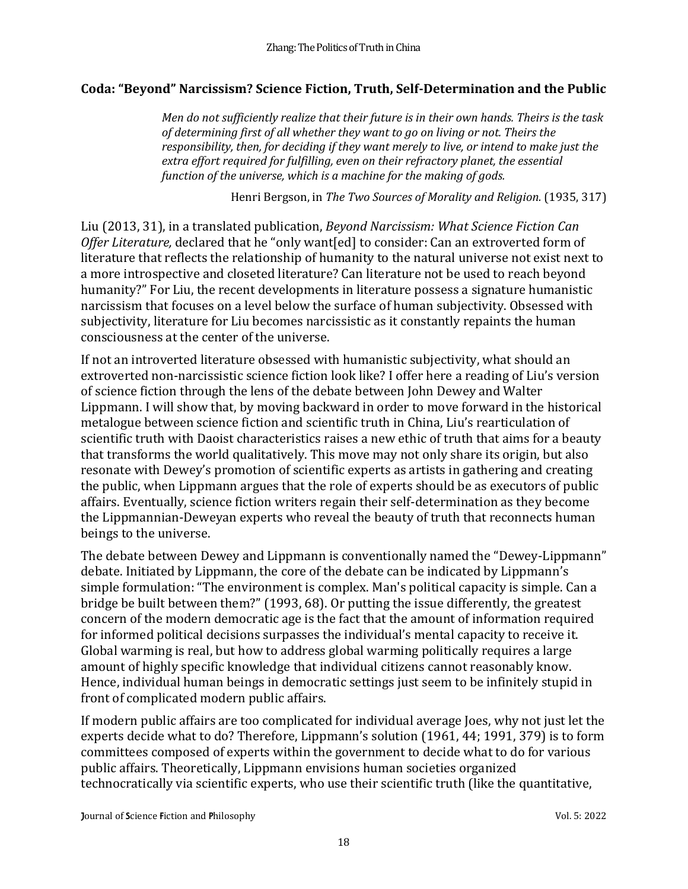## Coda: "Beyond" Narcissism? Science Fiction, Truth, Self-Determination and the Public

> *Men do not sufficiently realize that their future is in their own hands. Theirs is the task of determining first of all whether they want to go on living or not. Theirs the responsibility, then, for deciding if they want merely to live, or intend to make just the extra effort required for fulfilling, even on their refractory planet, the essential function of the universe, which is a machine for the making of gods.*
>
> Henri Bergson, in *The Two Sources of Morality and Religion.* (1935, 317)

Liu (2013, 31), in a translated publication, *Beyond Narcissism: What Science Fiction Can Offer Literature,* declared that he "only want[ed] to consider: Can an extroverted form of literature that reflects the relationship of humanity to the natural universe not exist next to a more introspective and closeted literature? Can literature not be used to reach beyond humanity?" For Liu, the recent developments in literature possess a signature humanistic narcissism that focuses on a level below the surface of human subjectivity. Obsessed with subjectivity, literature for Liu becomes narcissistic as it constantly repaints the human consciousness at the center of the universe.

If not an introverted literature obsessed with humanistic subjectivity, what should an extroverted non-narcissistic science fiction look like? I offer here a reading of Liu's version of science fiction through the lens of the debate between John Dewey and Walter Lippmann. I will show that, by moving backward in order to move forward in the historical metalogue between science fiction and scientific truth in China, Liu's rearticulation of scientific truth with Daoist characteristics raises a new ethic of truth that aims for a beauty that transforms the world qualitatively. This move may not only share its origin, but also resonate with Dewey's promotion of scientific experts as artists in gathering and creating the public, when Lippmann argues that the role of experts should be as executors of public affairs. Eventually, science fiction writers regain their self-determination as they become the Lippmannian-Deweyan experts who reveal the beauty of truth that reconnects human beings to the universe.

The debate between Dewey and Lippmann is conventionally named the "Dewey-Lippmann" debate. Initiated by Lippmann, the core of the debate can be indicated by Lippmann's simple formulation: "The environment is complex. Man's political capacity is simple. Can a bridge be built between them?" (1993, 68). Or putting the issue differently, the greatest concern of the modern democratic age is the fact that the amount of information required for informed political decisions surpasses the individual's mental capacity to receive it. Global warming is real, but how to address global warming politically requires a large amount of highly specific knowledge that individual citizens cannot reasonably know. Hence, individual human beings in democratic settings just seem to be infinitely stupid in front of complicated modern public affairs.

If modern public affairs are too complicated for individual average Joes, why not just let the experts decide what to do? Therefore, Lippmann's solution (1961, 44; 1991, 379) is to form committees composed of experts within the government to decide what to do for various public affairs. Theoretically, Lippmann envisions human societies organized technocratically via scientific experts, who use their scientific truth (like the quantitative,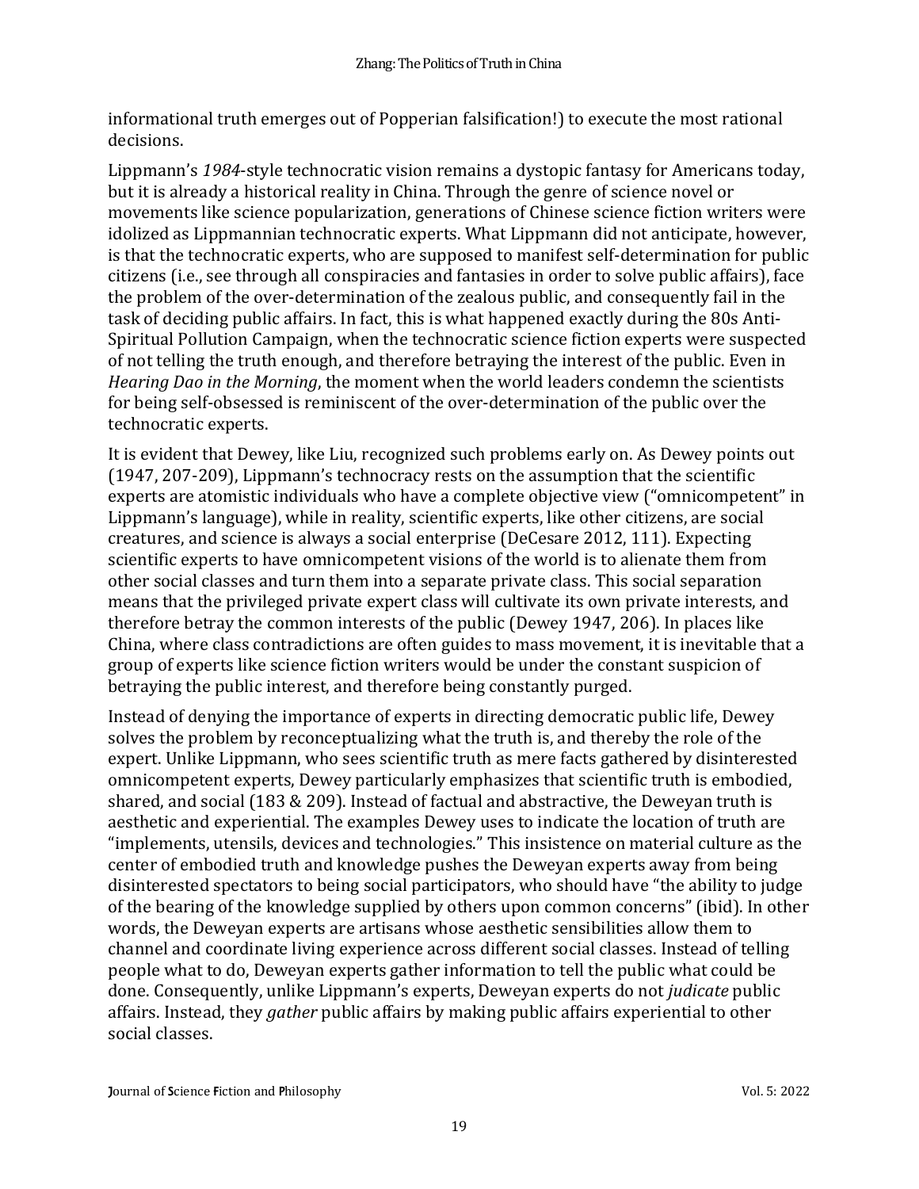informational truth emerges out of Popperian falsification!) to execute the most rational decisions.

Lippmann's *1984*-style technocratic vision remains a dystopic fantasy for Americans today, but it is already a historical reality in China. Through the genre of science novel or movements like science popularization, generations of Chinese science fiction writers were idolized as Lippmannian technocratic experts. What Lippmann did not anticipate, however, is that the technocratic experts, who are supposed to manifest self-determination for public citizens (i.e., see through all conspiracies and fantasies in order to solve public affairs), face the problem of the over-determination of the zealous public, and consequently fail in the task of deciding public affairs. In fact, this is what happened exactly during the 80s Anti-Spiritual Pollution Campaign, when the technocratic science fiction experts were suspected of not telling the truth enough, and therefore betraying the interest of the public. Even in *Hearing Dao in the Morning*, the moment when the world leaders condemn the scientists for being self-obsessed is reminiscent of the over-determination of the public over the technocratic experts.

It is evident that Dewey, like Liu, recognized such problems early on. As Dewey points out (1947, 207-209), Lippmann's technocracy rests on the assumption that the scientific experts are atomistic individuals who have a complete objective view ("omnicompetent" in Lippmann's language), while in reality, scientific experts, like other citizens, are social creatures, and science is always a social enterprise (DeCesare 2012, 111). Expecting scientific experts to have omnicompetent visions of the world is to alienate them from other social classes and turn them into a separate private class. This social separation means that the privileged private expert class will cultivate its own private interests, and therefore betray the common interests of the public (Dewey 1947, 206). In places like China, where class contradictions are often guides to mass movement, it is inevitable that a group of experts like science fiction writers would be under the constant suspicion of betraying the public interest, and therefore being constantly purged.

Instead of denying the importance of experts in directing democratic public life, Dewey solves the problem by reconceptualizing what the truth is, and thereby the role of the expert. Unlike Lippmann, who sees scientific truth as mere facts gathered by disinterested omnicompetent experts, Dewey particularly emphasizes that scientific truth is embodied, shared, and social (183 & 209). Instead of factual and abstractive, the Deweyan truth is aesthetic and experiential. The examples Dewey uses to indicate the location of truth are "implements, utensils, devices and technologies." This insistence on material culture as the center of embodied truth and knowledge pushes the Deweyan experts away from being disinterested spectators to being social participators, who should have "the ability to judge of the bearing of the knowledge supplied by others upon common concerns" (ibid). In other words, the Deweyan experts are artisans whose aesthetic sensibilities allow them to channel and coordinate living experience across different social classes. Instead of telling people what to do, Deweyan experts gather information to tell the public what could be done. Consequently, unlike Lippmann's experts, Deweyan experts do not *judicate* public affairs. Instead, they *gather* public affairs by making public affairs experiential to other social classes.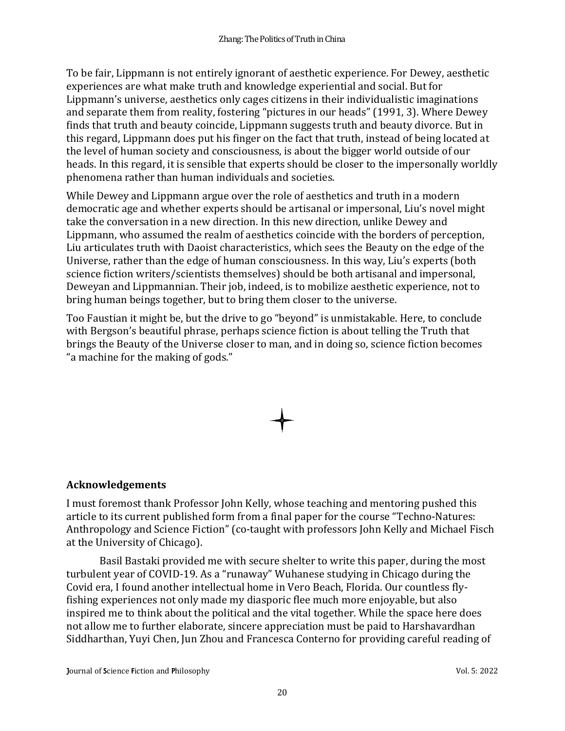To be fair, Lippmann is not entirely ignorant of aesthetic experience. For Dewey, aesthetic experiences are what make truth and knowledge experiential and social. But for Lippmann's universe, aesthetics only cages citizens in their individualistic imaginations and separate them from reality, fostering "pictures in our heads" (1991, 3). Where Dewey finds that truth and beauty coincide, Lippmann suggests truth and beauty divorce. But in this regard, Lippmann does put his finger on the fact that truth, instead of being located at the level of human society and consciousness, is about the bigger world outside of our heads. In this regard, it is sensible that experts should be closer to the impersonally worldly phenomena rather than human individuals and societies.

While Dewey and Lippmann argue over the role of aesthetics and truth in a modern democratic age and whether experts should be artisanal or impersonal, Liu's novel might take the conversation in a new direction. In this new direction, unlike Dewey and Lippmann, who assumed the realm of aesthetics coincide with the borders of perception, Liu articulates truth with Daoist characteristics, which sees the Beauty on the edge of the Universe, rather than the edge of human consciousness. In this way, Liu's experts (both science fiction writers/scientists themselves) should be both artisanal and impersonal, Deweyan and Lippmannian. Their job, indeed, is to mobilize aesthetic experience, not to bring human beings together, but to bring them closer to the universe.

Too Faustian it might be, but the drive to go "beyond" is unmistakable. Here, to conclude with Bergson's beautiful phrase, perhaps science fiction is about telling the Truth that brings the Beauty of the Universe closer to man, and in doing so, science fiction becomes "a machine for the making of gods."

## Acknowledgements

I must foremost thank Professor John Kelly, whose teaching and mentoring pushed this article to its current published form from a final paper for the course "Techno-Natures: Anthropology and Science Fiction" (co-taught with professors John Kelly and Michael Fisch at the University of Chicago).

Basil Bastaki provided me with secure shelter to write this paper, during the most turbulent year of COVID-19. As a "runaway" Wuhanese studying in Chicago during the Covid era, I found another intellectual home in Vero Beach, Florida. Our countless fly-fishing experiences not only made my diasporic flee much more enjoyable, but also inspired me to think about the political and the vital together. While the space here does not allow me to further elaborate, sincere appreciation must be paid to Harshavardhan Siddharthan, Yuyi Chen, Jun Zhou and Francesca Conterno for providing careful reading of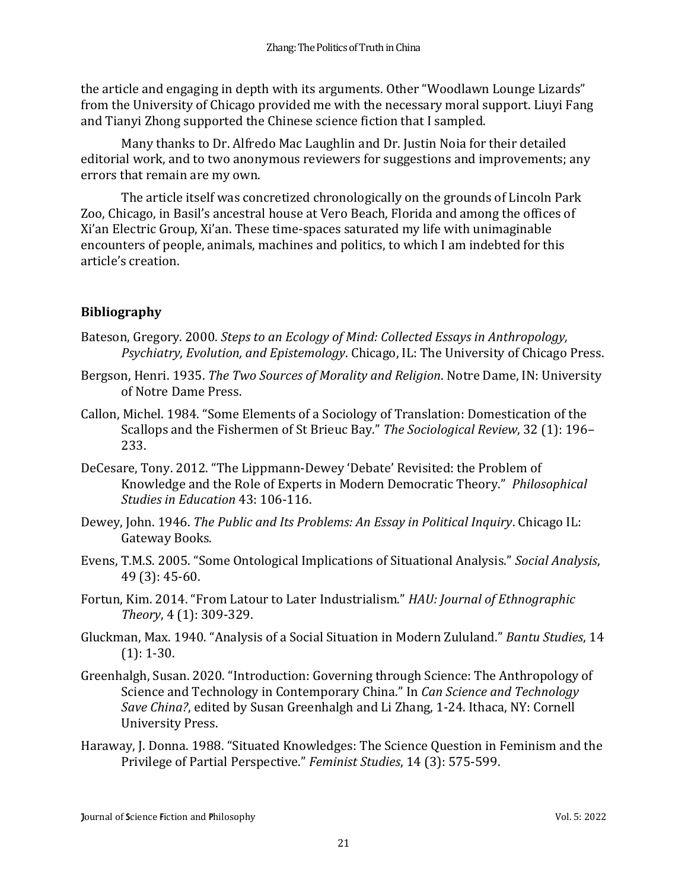the article and engaging in depth with its arguments. Other "Woodlawn Lounge Lizards" from the University of Chicago provided me with the necessary moral support. Liuyi Fang and Tianyi Zhong supported the Chinese science fiction that I sampled.

Many thanks to Dr. Alfredo Mac Laughlin and Dr. Justin Noia for their detailed editorial work, and to two anonymous reviewers for suggestions and improvements; any errors that remain are my own.

The article itself was concretized chronologically on the grounds of Lincoln Park Zoo, Chicago, in Basil's ancestral house at Vero Beach, Florida and among the offices of Xi'an Electric Group, Xi'an. These time-spaces saturated my life with unimaginable encounters of people, animals, machines and politics, to which I am indebted for this article's creation.

## Bibliography

Bateson, Gregory. 2000. *Steps to an Ecology of Mind: Collected Essays in Anthropology, Psychiatry, Evolution, and Epistemology*. Chicago, IL: The University of Chicago Press.

Bergson, Henri. 1935. *The Two Sources of Morality and Religion*. Notre Dame, IN: University of Notre Dame Press.

Callon, Michel. 1984. "Some Elements of a Sociology of Translation: Domestication of the Scallops and the Fishermen of St Brieuc Bay." *The Sociological Review*, 32 (1): 196–233.

DeCesare, Tony. 2012. "The Lippmann-Dewey 'Debate' Revisited: the Problem of Knowledge and the Role of Experts in Modern Democratic Theory." *Philosophical Studies in Education* 43: 106-116.

Dewey, John. 1946. *The Public and Its Problems: An Essay in Political Inquiry*. Chicago IL: Gateway Books.

Evens, T.M.S. 2005. "Some Ontological Implications of Situational Analysis." *Social Analysis*, 49 (3): 45-60.

Fortun, Kim. 2014. "From Latour to Later Industrialism." *HAU: Journal of Ethnographic Theory*, 4 (1): 309-329.

Gluckman, Max. 1940. "Analysis of a Social Situation in Modern Zululand." *Bantu Studies*, 14 (1): 1-30.

Greenhalgh, Susan. 2020. "Introduction: Governing through Science: The Anthropology of Science and Technology in Contemporary China." In *Can Science and Technology Save China?*, edited by Susan Greenhalgh and Li Zhang, 1-24. Ithaca, NY: Cornell University Press.

Haraway, J. Donna. 1988. "Situated Knowledges: The Science Question in Feminism and the Privilege of Partial Perspective." *Feminist Studies*, 14 (3): 575-599.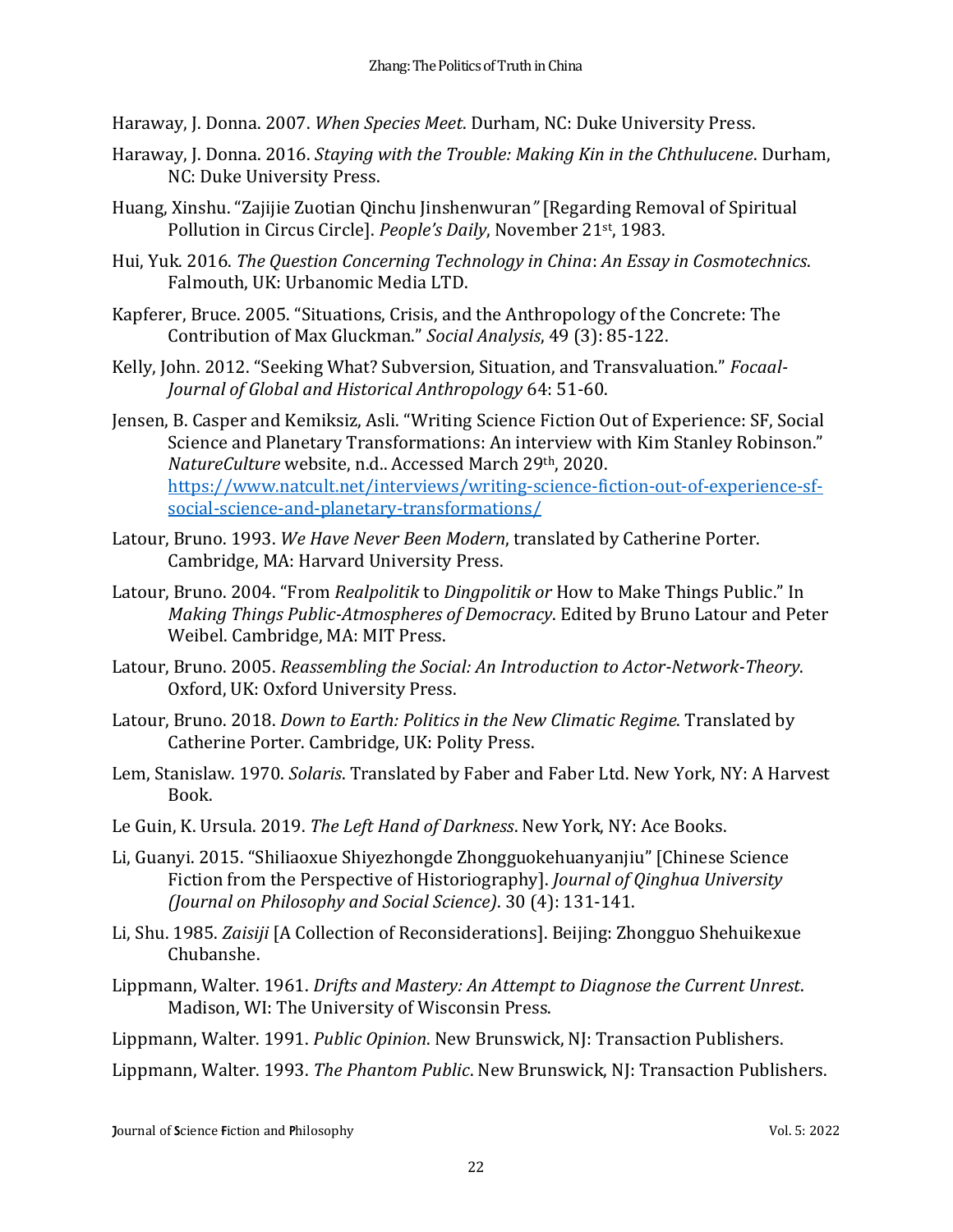Haraway, J. Donna. 2007. *When Species Meet*. Durham, NC: Duke University Press.

Haraway, J. Donna. 2016. *Staying with the Trouble: Making Kin in the Chthulucene*. Durham, NC: Duke University Press.

Huang, Xinshu. "Zajijie Zuotian Qinchu Jinshenwuran*"* [Regarding Removal of Spiritual Pollution in Circus Circle]. *People's Daily*, November 21st, 1983.

Hui, Yuk. 2016. *The Question Concerning Technology in China*: *An Essay in Cosmotechnics*. Falmouth, UK: Urbanomic Media LTD.

Kapferer, Bruce. 2005. "Situations, Crisis, and the Anthropology of the Concrete: The Contribution of Max Gluckman." *Social Analysis*, 49 (3): 85-122.

Kelly, John. 2012. "Seeking What? Subversion, Situation, and Transvaluation." *Focaal-Journal of Global and Historical Anthropology* 64: 51-60.

Jensen, B. Casper and Kemiksiz, Asli. "Writing Science Fiction Out of Experience: SF, Social Science and Planetary Transformations: An interview with Kim Stanley Robinson." *NatureCulture* website, n.d.. Accessed March 29th, 2020. https://www.natcult.net/interviews/writing-science-fiction-out-of-experience-sf-social-science-and-planetary-transformations/

Latour, Bruno. 1993. *We Have Never Been Modern*, translated by Catherine Porter. Cambridge, MA: Harvard University Press.

Latour, Bruno. 2004. "From *Realpolitik* to *Dingpolitik or* How to Make Things Public." In *Making Things Public-Atmospheres of Democracy*. Edited by Bruno Latour and Peter Weibel. Cambridge, MA: MIT Press.

Latour, Bruno. 2005. *Reassembling the Social: An Introduction to Actor-Network-Theory*. Oxford, UK: Oxford University Press.

Latour, Bruno. 2018. *Down to Earth: Politics in the New Climatic Regime*. Translated by Catherine Porter. Cambridge, UK: Polity Press.

Lem, Stanislaw. 1970. *Solaris*. Translated by Faber and Faber Ltd. New York, NY: A Harvest Book.

Le Guin, K. Ursula. 2019. *The Left Hand of Darkness*. New York, NY: Ace Books.

Li, Guanyi. 2015. "Shiliaoxue Shiyezhongde Zhongguokehuanyanjiu" [Chinese Science Fiction from the Perspective of Historiography]. *Journal of Qinghua University (Journal on Philosophy and Social Science)*. 30 (4): 131-141.

Li, Shu. 1985. *Zaisiji* [A Collection of Reconsiderations]. Beijing: Zhongguo Shehuikexue Chubanshe.

Lippmann, Walter. 1961. *Drifts and Mastery: An Attempt to Diagnose the Current Unrest*. Madison, WI: The University of Wisconsin Press.

Lippmann, Walter. 1991. *Public Opinion*. New Brunswick, NJ: Transaction Publishers.

Lippmann, Walter. 1993. *The Phantom Public*. New Brunswick, NJ: Transaction Publishers.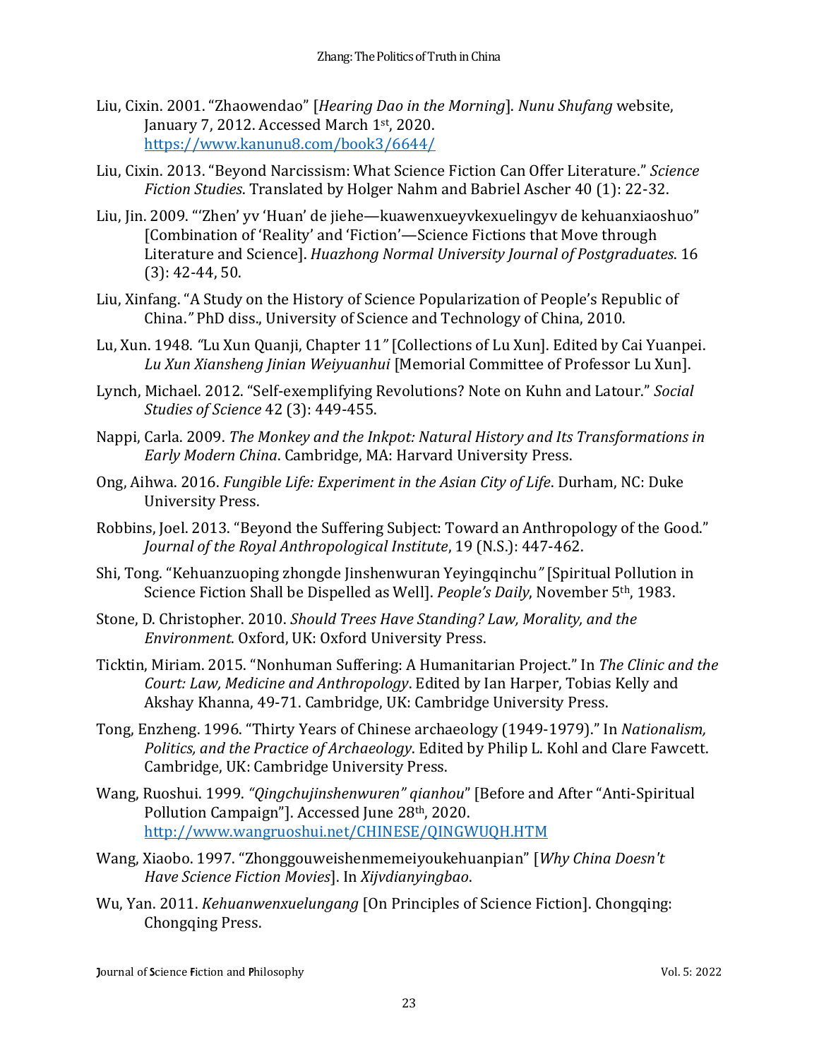Liu, Cixin. 2001. "Zhaowendao" [*Hearing Dao in the Morning*]. *Nunu Shufang* website, January 7, 2012. Accessed March 1st, 2020. https://www.kanunu8.com/book3/6644/

Liu, Cixin. 2013. "Beyond Narcissism: What Science Fiction Can Offer Literature." *Science Fiction Studies*. Translated by Holger Nahm and Babriel Ascher 40 (1): 22-32.

Liu, Jin. 2009. "'Zhen' yv 'Huan' de jiehe—kuawenxueyvkexuelingyv de kehuanxiaoshuo" [Combination of 'Reality' and 'Fiction'—Science Fictions that Move through Literature and Science]. *Huazhong Normal University Journal of Postgraduates*. 16 (3): 42-44, 50.

Liu, Xinfang. "A Study on the History of Science Popularization of People's Republic of China." PhD diss., University of Science and Technology of China, 2010.

Lu, Xun. 1948. "Lu Xun Quanji, Chapter 11" [Collections of Lu Xun]. Edited by Cai Yuanpei. *Lu Xun Xiansheng Jinian Weiyuanhui* [Memorial Committee of Professor Lu Xun].

Lynch, Michael. 2012. "Self-exemplifying Revolutions? Note on Kuhn and Latour." *Social Studies of Science* 42 (3): 449-455.

Nappi, Carla. 2009. *The Monkey and the Inkpot: Natural History and Its Transformations in Early Modern China*. Cambridge, MA: Harvard University Press.

Ong, Aihwa. 2016. *Fungible Life: Experiment in the Asian City of Life*. Durham, NC: Duke University Press.

Robbins, Joel. 2013. "Beyond the Suffering Subject: Toward an Anthropology of the Good." *Journal of the Royal Anthropological Institute*, 19 (N.S.): 447-462.

Shi, Tong. "Kehuanzuoping zhongde Jinshenwuran Yeyingqinchu" [Spiritual Pollution in Science Fiction Shall be Dispelled as Well]. *People's Daily*, November 5th, 1983.

Stone, D. Christopher. 2010. *Should Trees Have Standing? Law, Morality, and the Environment*. Oxford, UK: Oxford University Press.

Ticktin, Miriam. 2015. "Nonhuman Suffering: A Humanitarian Project." In *The Clinic and the Court: Law, Medicine and Anthropology*. Edited by Ian Harper, Tobias Kelly and Akshay Khanna, 49-71. Cambridge, UK: Cambridge University Press.

Tong, Enzheng. 1996. "Thirty Years of Chinese archaeology (1949-1979)." In *Nationalism, Politics, and the Practice of Archaeology*. Edited by Philip L. Kohl and Clare Fawcett. Cambridge, UK: Cambridge University Press.

Wang, Ruoshui. 1999. "*Qingchujinshenwuren" qianhou*" [Before and After "Anti-Spiritual Pollution Campaign"]. Accessed June 28th, 2020. http://www.wangruoshui.net/CHINESE/QINGWUQH.HTM

Wang, Xiaobo. 1997. "Zhonggouweishenmemeiyoukehuanpian" [*Why China Doesn't Have Science Fiction Movies*]. In *Xijvdianyingbao*.

Wu, Yan. 2011. *Kehuanwenxuelungang* [On Principles of Science Fiction]. Chongqing: Chongqing Press.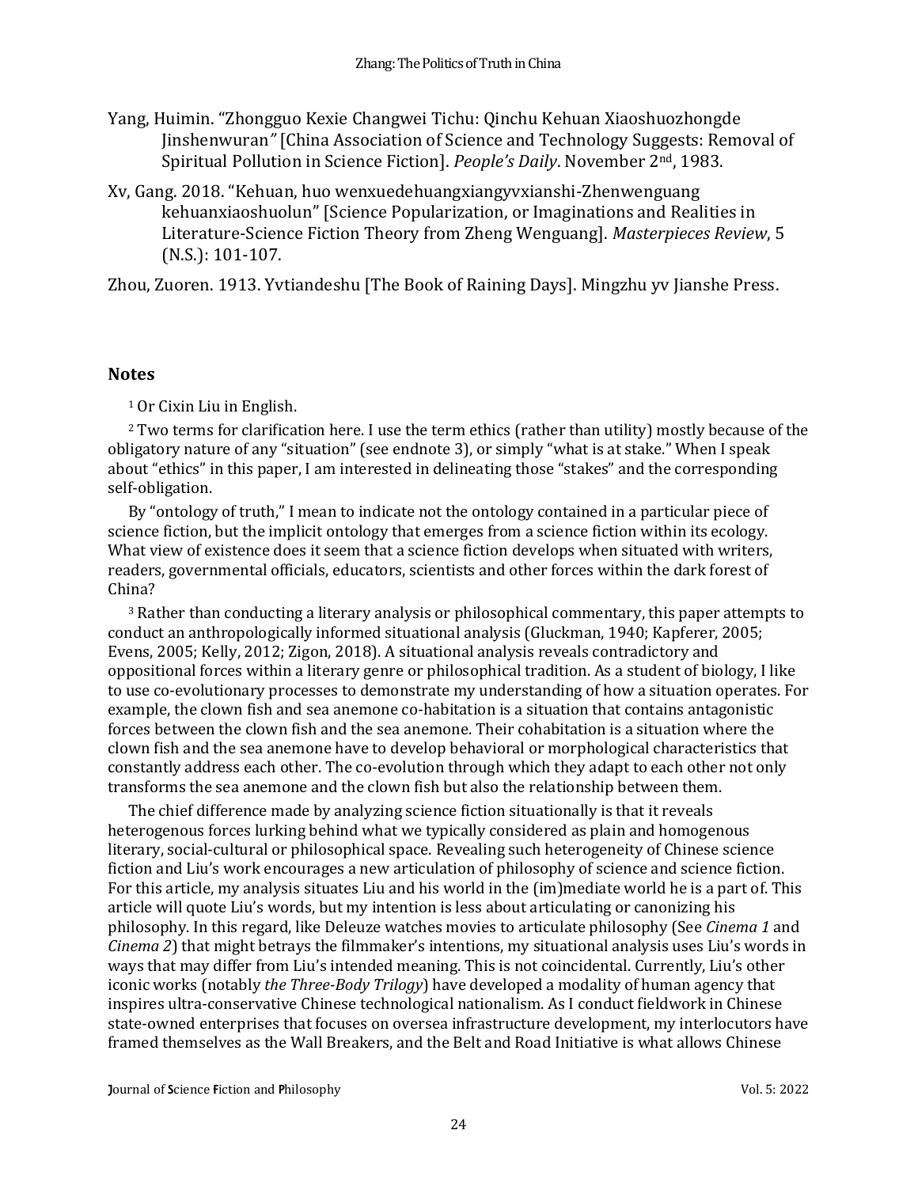Yang, Huimin. "Zhongguo Kexie Changwei Tichu: Qinchu Kehuan Xiaoshuozhongde Jinshenwuran" [China Association of Science and Technology Suggests: Removal of Spiritual Pollution in Science Fiction]. *People's Daily*. November 2nd, 1983.

Xv, Gang. 2018. "Kehuan, huo wenxuedehuangxiangyvxianshi-Zhenwenguang kehuanxiaoshuolun" [Science Popularization, or Imaginations and Realities in Literature-Science Fiction Theory from Zheng Wenguang]. *Masterpieces Review*, 5 (N.S.): 101-107.

Zhou, Zuoren. 1913. Yvtiandeshu [The Book of Raining Days]. Mingzhu yv Jianshe Press.

## Notes

[1] Or Cixin Liu in English.

[2] Two terms for clarification here. I use the term ethics (rather than utility) mostly because of the obligatory nature of any "situation" (see endnote 3), or simply "what is at stake." When I speak about "ethics" in this paper, I am interested in delineating those "stakes" and the corresponding self-obligation.

By "ontology of truth," I mean to indicate not the ontology contained in a particular piece of science fiction, but the implicit ontology that emerges from a science fiction within its ecology. What view of existence does it seem that a science fiction develops when situated with writers, readers, governmental officials, educators, scientists and other forces within the dark forest of China?

[3] Rather than conducting a literary analysis or philosophical commentary, this paper attempts to conduct an anthropologically informed situational analysis (Gluckman, 1940; Kapferer, 2005; Evens, 2005; Kelly, 2012; Zigon, 2018). A situational analysis reveals contradictory and oppositional forces within a literary genre or philosophical tradition. As a student of biology, I like to use co-evolutionary processes to demonstrate my understanding of how a situation operates. For example, the clown fish and sea anemone co-habitation is a situation that contains antagonistic forces between the clown fish and the sea anemone. Their cohabitation is a situation where the clown fish and the sea anemone have to develop behavioral or morphological characteristics that constantly address each other. The co-evolution through which they adapt to each other not only transforms the sea anemone and the clown fish but also the relationship between them.

The chief difference made by analyzing science fiction situationally is that it reveals heterogenous forces lurking behind what we typically considered as plain and homogenous literary, social-cultural or philosophical space. Revealing such heterogeneity of Chinese science fiction and Liu's work encourages a new articulation of philosophy of science and science fiction. For this article, my analysis situates Liu and his world in the (im)mediate world he is a part of. This article will quote Liu's words, but my intention is less about articulating or canonizing his philosophy. In this regard, like Deleuze watches movies to articulate philosophy (See *Cinema 1* and *Cinema 2*) that might betrays the filmmaker's intentions, my situational analysis uses Liu's words in ways that may differ from Liu's intended meaning. This is not coincidental. Currently, Liu's other iconic works (notably *the Three-Body Trilogy*) have developed a modality of human agency that inspires ultra-conservative Chinese technological nationalism. As I conduct fieldwork in Chinese state-owned enterprises that focuses on oversea infrastructure development, my interlocutors have framed themselves as the Wall Breakers, and the Belt and Road Initiative is what allows Chinese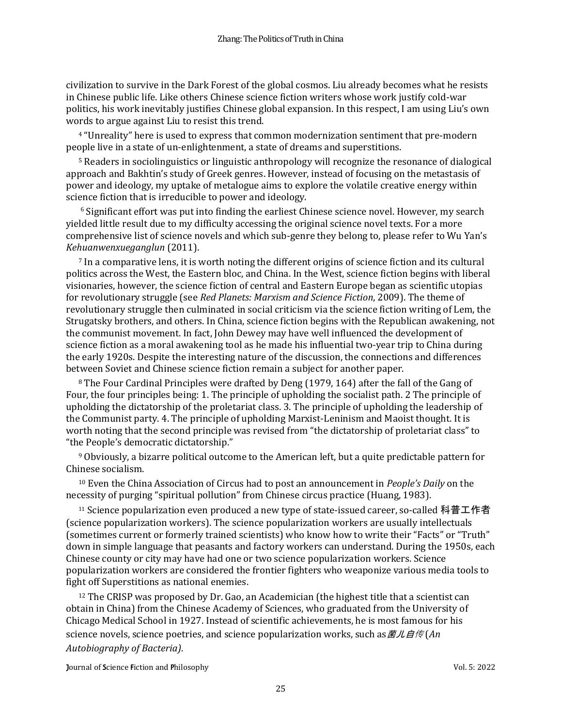civilization to survive in the Dark Forest of the global cosmos. Liu already becomes what he resists in Chinese public life. Like others Chinese science fiction writers whose work justify cold-war politics, his work inevitably justifies Chinese global expansion. In this respect, I am using Liu's own words to argue against Liu to resist this trend.

[4] "Unreality" here is used to express that common modernization sentiment that pre-modern people live in a state of un-enlightenment, a state of dreams and superstitions.

[5] Readers in sociolinguistics or linguistic anthropology will recognize the resonance of dialogical approach and Bakhtin's study of Greek genres. However, instead of focusing on the metastasis of power and ideology, my uptake of metalogue aims to explore the volatile creative energy within science fiction that is irreducible to power and ideology.

[6] Significant effort was put into finding the earliest Chinese science novel. However, my search yielded little result due to my difficulty accessing the original science novel texts. For a more comprehensive list of science novels and which sub-genre they belong to, please refer to Wu Yan's *Kehuanwenxueganglun* (2011).

[7] In a comparative lens, it is worth noting the different origins of science fiction and its cultural politics across the West, the Eastern bloc, and China. In the West, science fiction begins with liberal visionaries, however, the science fiction of central and Eastern Europe began as scientific utopias for revolutionary struggle (see *Red Planets: Marxism and Science Fiction*, 2009). The theme of revolutionary struggle then culminated in social criticism via the science fiction writing of Lem, the Strugatsky brothers, and others. In China, science fiction begins with the Republican awakening, not the communist movement. In fact, John Dewey may have well influenced the development of science fiction as a moral awakening tool as he made his influential two-year trip to China during the early 1920s. Despite the interesting nature of the discussion, the connections and differences between Soviet and Chinese science fiction remain a subject for another paper.

[8] The Four Cardinal Principles were drafted by Deng (1979, 164) after the fall of the Gang of Four, the four principles being: 1. The principle of upholding the socialist path. 2 The principle of upholding the dictatorship of the proletariat class. 3. The principle of upholding the leadership of the Communist party. 4. The principle of upholding Marxist-Leninism and Maoist thought. It is worth noting that the second principle was revised from "the dictatorship of proletariat class" to "the People's democratic dictatorship."

[9] Obviously, a bizarre political outcome to the American left, but a quite predictable pattern for Chinese socialism.

[10] Even the China Association of Circus had to post an announcement in *People's Daily* on the necessity of purging "spiritual pollution" from Chinese circus practice (Huang, 1983).

[11] Science popularization even produced a new type of state-issued career, so-called 科普工作者 (science popularization workers). The science popularization workers are usually intellectuals (sometimes current or formerly trained scientists) who know how to write their "Facts" or "Truth" down in simple language that peasants and factory workers can understand. During the 1950s, each Chinese county or city may have had one or two science popularization workers. Science popularization workers are considered the frontier fighters who weaponize various media tools to fight off Superstitions as national enemies.

[12] The CRISP was proposed by Dr. Gao, an Academician (the highest title that a scientist can obtain in China) from the Chinese Academy of Sciences, who graduated from the University of Chicago Medical School in 1927. Instead of scientific achievements, he is most famous for his science novels, science poetries, and science popularization works, such as *菌儿自传* (*An Autobiography of Bacteria)*.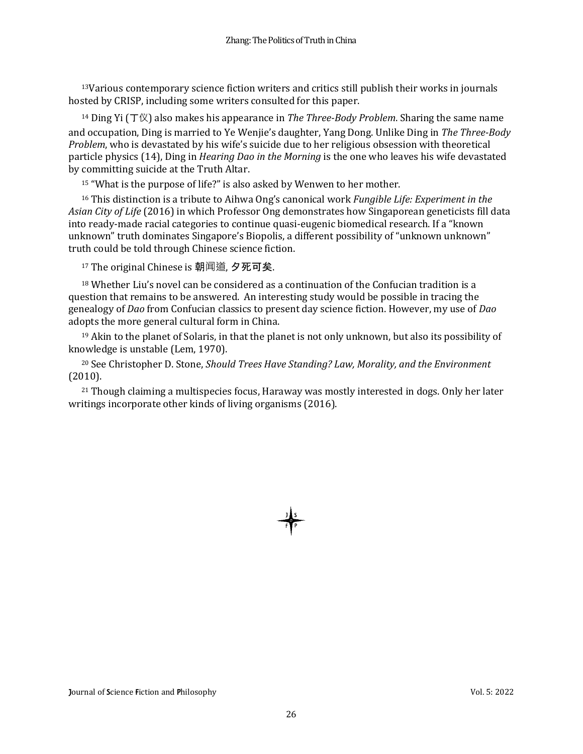[13]Various contemporary science fiction writers and critics still publish their works in journals hosted by CRISP, including some writers consulted for this paper.

[14] Ding Yi (丁仪) also makes his appearance in *The Three-Body Problem*. Sharing the same name and occupation, Ding is married to Ye Wenjie's daughter, Yang Dong. Unlike Ding in *The Three-Body Problem*, who is devastated by his wife's suicide due to her religious obsession with theoretical particle physics (14), Ding in *Hearing Dao in the Morning* is the one who leaves his wife devastated by committing suicide at the Truth Altar.

[15] "What is the purpose of life?" is also asked by Wenwen to her mother.

[16] This distinction is a tribute to Aihwa Ong's canonical work *Fungible Life: Experiment in the Asian City of Life* (2016) in which Professor Ong demonstrates how Singaporean geneticists fill data into ready-made racial categories to continue quasi-eugenic biomedical research. If a "known unknown" truth dominates Singapore's Biopolis, a different possibility of "unknown unknown" truth could be told through Chinese science fiction.

[17] The original Chinese is 朝闻道, 夕死可矣.

[18] Whether Liu's novel can be considered as a continuation of the Confucian tradition is a question that remains to be answered. An interesting study would be possible in tracing the genealogy of *Dao* from Confucian classics to present day science fiction. However, my use of *Dao* adopts the more general cultural form in China.

[19] Akin to the planet of Solaris, in that the planet is not only unknown, but also its possibility of knowledge is unstable (Lem, 1970).

[20] See Christopher D. Stone, *Should Trees Have Standing? Law, Morality, and the Environment* (2010).

[21] Though claiming a multispecies focus, Haraway was mostly interested in dogs. Only her later writings incorporate other kinds of living organisms (2016).